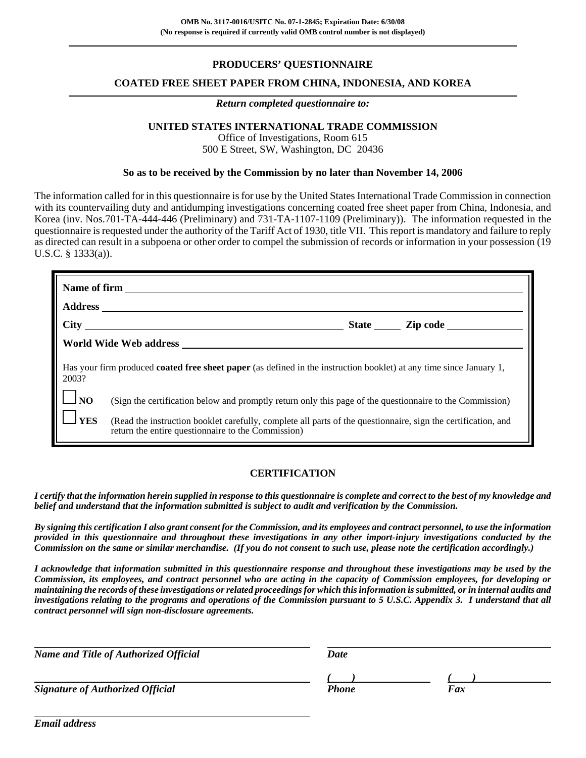OMB No. 3117-0016/USITC No. 07-1-2845; Expiration Date: 6/30/08
(No response is required if currently valid OMB control number is not displayed)

# PRODUCERS' QUESTIONNAIRE

## COATED FREE SHEET PAPER FROM CHINA, INDONESIA, AND KOREA

***Return completed questionnaire to:***

**UNITED STATES INTERNATIONAL TRADE COMMISSION**
Office of Investigations, Room 615
500 E Street, SW, Washington, DC 20436

**So as to be received by the Commission by no later than November 14, 2006**

The information called for in this questionnaire is for use by the United States International Trade Commission in connection with its countervailing duty and antidumping investigations concerning coated free sheet paper from China, Indonesia, and Korea (inv. Nos.701-TA-444-446 (Preliminary) and 731-TA-1107-1109 (Preliminary)). The information requested in the questionnaire is requested under the authority of the Tariff Act of 1930, title VII. This report is mandatory and failure to reply as directed can result in a subpoena or other order to compel the submission of records or information in your possession (19 U.S.C. § 1333(a)).

**Name of firm** ______________________________

**Address** ______________________________

**City** ____________________ **State** ______ **Zip code** __________

**World Wide Web address** ______________________________

Has your firm produced **coated free sheet paper** (as defined in the instruction booklet) at any time since January 1, 2003?

☐ **NO** (Sign the certification below and promptly return only this page of the questionnaire to the Commission)

☐ **YES** (Read the instruction booklet carefully, complete all parts of the questionnaire, sign the certification, and return the entire questionnaire to the Commission)

## CERTIFICATION

***I certify that the information herein supplied in response to this questionnaire is complete and correct to the best of my knowledge and belief and understand that the information submitted is subject to audit and verification by the Commission.***

***By signing this certification I also grant consent for the Commission, and its employees and contract personnel, to use the information provided in this questionnaire and throughout these investigations in any other import-injury investigations conducted by the Commission on the same or similar merchandise. (If you do not consent to such use, please note the certification accordingly.)***

***I acknowledge that information submitted in this questionnaire response and throughout these investigations may be used by the Commission, its employees, and contract personnel who are acting in the capacity of Commission employees, for developing or maintaining the records of these investigations or related proceedings for which this information is submitted, or in internal audits and investigations relating to the programs and operations of the Commission pursuant to 5 U.S.C. Appendix 3. I understand that all contract personnel will sign non-disclosure agreements.***

______________________________ ______________________________
***Name and Title of Authorized Official*** ***Date***

______________________________ ( ) ______________ ( ) ______________
***Signature of Authorized Official*** ***Phone*** ***Fax***

______________________________
***Email address***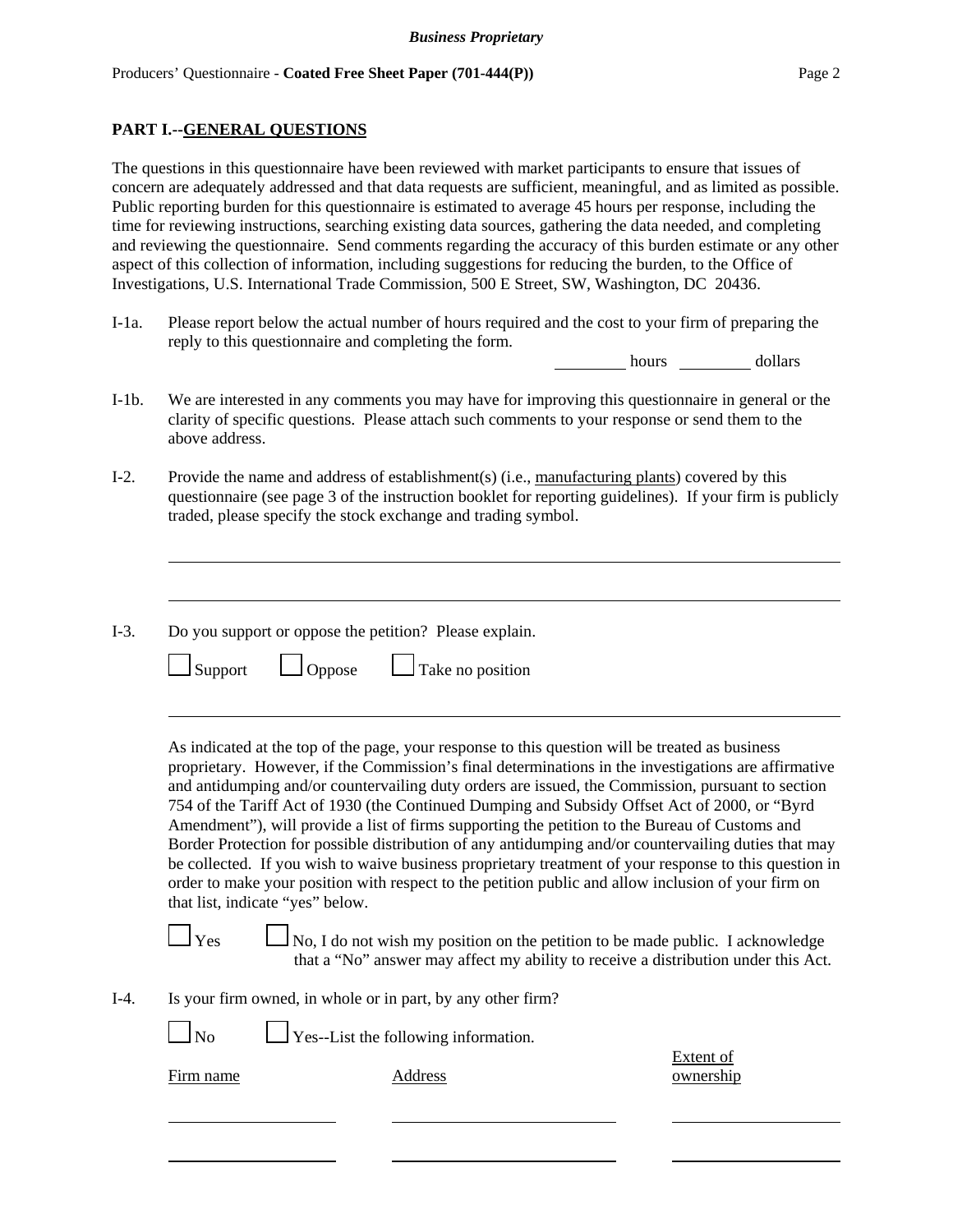## PART I.--GENERAL QUESTIONS

The questions in this questionnaire have been reviewed with market participants to ensure that issues of concern are adequately addressed and that data requests are sufficient, meaningful, and as limited as possible. Public reporting burden for this questionnaire is estimated to average 45 hours per response, including the time for reviewing instructions, searching existing data sources, gathering the data needed, and completing and reviewing the questionnaire. Send comments regarding the accuracy of this burden estimate or any other aspect of this collection of information, including suggestions for reducing the burden, to the Office of Investigations, U.S. International Trade Commission, 500 E Street, SW, Washington, DC 20436.

I-1a. Please report below the actual number of hours required and the cost to your firm of preparing the reply to this questionnaire and completing the form.

_________ hours _________ dollars

I-1b. We are interested in any comments you may have for improving this questionnaire in general or the clarity of specific questions. Please attach such comments to your response or send them to the above address.

I-2. Provide the name and address of establishment(s) (i.e., manufacturing plants) covered by this questionnaire (see page 3 of the instruction booklet for reporting guidelines). If your firm is publicly traded, please specify the stock exchange and trading symbol.

______________________________________________________________________

______________________________________________________________________

I-3. Do you support or oppose the petition? Please explain.

☐ Support ☐ Oppose ☐ Take no position

______________________________________________________________________

As indicated at the top of the page, your response to this question will be treated as business proprietary. However, if the Commission's final determinations in the investigations are affirmative and antidumping and/or countervailing duty orders are issued, the Commission, pursuant to section 754 of the Tariff Act of 1930 (the Continued Dumping and Subsidy Offset Act of 2000, or "Byrd Amendment"), will provide a list of firms supporting the petition to the Bureau of Customs and Border Protection for possible distribution of any antidumping and/or countervailing duties that may be collected. If you wish to waive business proprietary treatment of your response to this question in order to make your position with respect to the petition public and allow inclusion of your firm on that list, indicate "yes" below.

☐ Yes ☐ No, I do not wish my position on the petition to be made public. I acknowledge that a "No" answer may affect my ability to receive a distribution under this Act.

I-4. Is your firm owned, in whole or in part, by any other firm?

☐ No ☐ Yes--List the following information.

| Firm name | Address | Extent of ownership |
|---|---|---|
| | | |
| | | |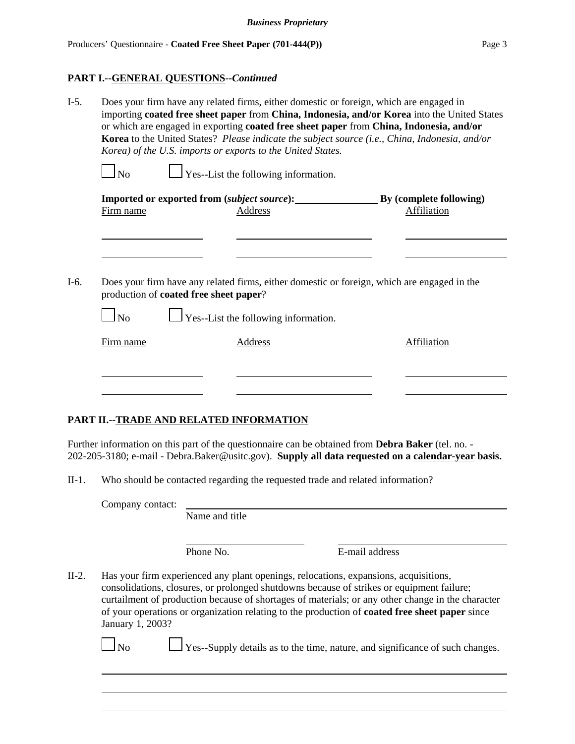## PART I.--GENERAL QUESTIONS--*Continued*

I-5. Does your firm have any related firms, either domestic or foreign, which are engaged in importing **coated free sheet paper** from **China, Indonesia, and/or Korea** into the United States or which are engaged in exporting **coated free sheet paper** from **China, Indonesia, and/or Korea** to the United States? *Please indicate the subject source (i.e., China, Indonesia, and/or Korea) of the U.S. imports or exports to the United States.*

☐ No ☐ Yes--List the following information.

**Imported or exported from (*subject source*):** \_\_\_\_\_\_\_\_\_\_ **By (complete following)**

| Firm name | Address | Affiliation |
|---|---|---|
| | | |
| | | |

I-6. Does your firm have any related firms, either domestic or foreign, which are engaged in the production of **coated free sheet paper**?

☐ No ☐ Yes--List the following information.

| Firm name | Address | Affiliation |
|---|---|---|
| | | |
| | | |

## PART II.--TRADE AND RELATED INFORMATION

Further information on this part of the questionnaire can be obtained from **Debra Baker** (tel. no. - 202-205-3180; e-mail - Debra.Baker@usitc.gov). **Supply all data requested on a calendar-year basis.**

II-1. Who should be contacted regarding the requested trade and related information?

Company contact: \_\_\_\_\_\_\_\_\_\_\_\_\_\_\_\_\_\_\_\_
Name and title

\_\_\_\_\_\_\_\_\_\_ \_\_\_\_\_\_\_\_\_\_
Phone No. E-mail address

II-2. Has your firm experienced any plant openings, relocations, expansions, acquisitions, consolidations, closures, or prolonged shutdowns because of strikes or equipment failure; curtailment of production because of shortages of materials; or any other change in the character of your operations or organization relating to the production of **coated free sheet paper** since January 1, 2003?

☐ No ☐ Yes--Supply details as to the time, nature, and significance of such changes.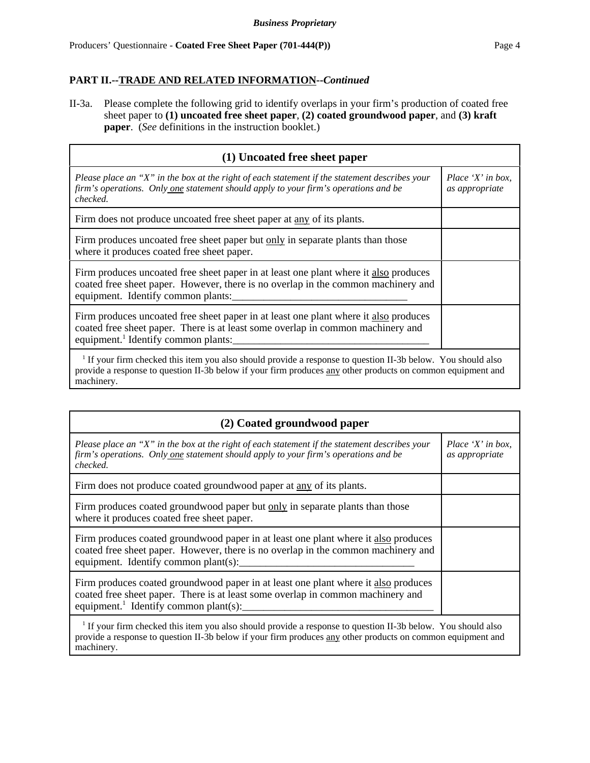## PART II.--TRADE AND RELATED INFORMATION--*Continued*

II-3a. Please complete the following grid to identify overlaps in your firm's production of coated free sheet paper to **(1) uncoated free sheet paper**, **(2) coated groundwood paper**, and **(3) kraft paper**. (*See* definitions in the instruction booklet.)

| (1) Uncoated free sheet paper | |
|---|---|
| *Please place an "X" in the box at the right of each statement if the statement describes your firm's operations. Only one statement should apply to your firm's operations and be checked.* | *Place 'X' in box, as appropriate* |
| Firm does not produce uncoated free sheet paper at any of its plants. | |
| Firm produces uncoated free sheet paper but only in separate plants than those where it produces coated free sheet paper. | |
| Firm produces uncoated free sheet paper in at least one plant where it also produces coated free sheet paper. However, there is no overlap in the common machinery and equipment. Identify common plants:________________________________ | |
| Firm produces uncoated free sheet paper in at least one plant where it also produces coated free sheet paper. There is at least some overlap in common machinery and equipment.[1] Identify common plants:____________________________________ | |
| [1] If your firm checked this item you also should provide a response to question II-3b below. You should also provide a response to question II-3b below if your firm produces any other products on common equipment and machinery. | |

| (2) Coated groundwood paper | |
|---|---|
| *Please place an "X" in the box at the right of each statement if the statement describes your firm's operations. Only one statement should apply to your firm's operations and be checked.* | *Place 'X' in box, as appropriate* |
| Firm does not produce coated groundwood paper at any of its plants. | |
| Firm produces coated groundwood paper but only in separate plants than those where it produces coated free sheet paper. | |
| Firm produces coated groundwood paper in at least one plant where it also produces coated free sheet paper. However, there is no overlap in the common machinery and equipment. Identify common plant(s):_________________________________ | |
| Firm produces coated groundwood paper in at least one plant where it also produces coated free sheet paper. There is at least some overlap in common machinery and equipment.[1] Identify common plant(s):___________________________________ | |
| [1] If your firm checked this item you also should provide a response to question II-3b below. You should also provide a response to question II-3b below if your firm produces any other products on common equipment and machinery. | |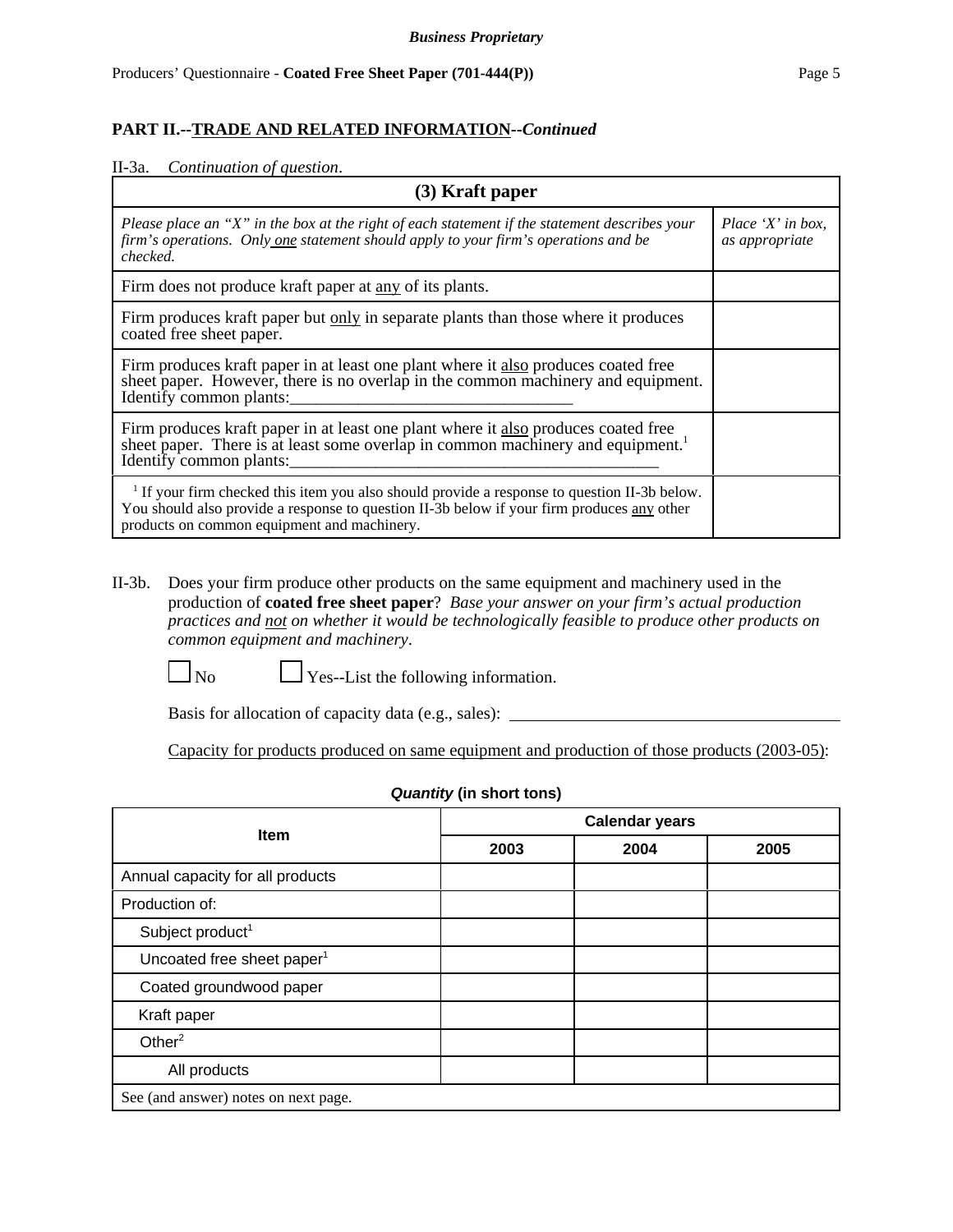**PART II.--TRADE AND RELATED INFORMATION--*Continued***

II-3a. *Continuation of question*.

| (3) Kraft paper | |
|---|---|
| *Please place an "X" in the box at the right of each statement if the statement describes your firm's operations. Only one statement should apply to your firm's operations and be checked.* | *Place 'X' in box, as appropriate* |
| Firm does not produce kraft paper at any of its plants. | |
| Firm produces kraft paper but only in separate plants than those where it produces coated free sheet paper. | |
| Firm produces kraft paper in at least one plant where it also produces coated free sheet paper. However, there is no overlap in the common machinery and equipment. Identify common plants:________________________________ | |
| Firm produces kraft paper in at least one plant where it also produces coated free sheet paper. There is at least some overlap in common machinery and equipment.[1] Identify common plants:____________________________________________ | |
| [1] If your firm checked this item you also should provide a response to question II-3b below. You should also provide a response to question II-3b below if your firm produces any other products on common equipment and machinery. | |

II-3b. Does your firm produce other products on the same equipment and machinery used in the production of **coated free sheet paper**? *Base your answer on your firm's actual production practices and not on whether it would be technologically feasible to produce other products on common equipment and machinery*.

☐ No ☐ Yes--List the following information.

Basis for allocation of capacity data (e.g., sales): ________________________________

Capacity for products produced on same equipment and production of those products (2003-05):

***Quantity* (in short tons)**

| Item | Calendar years | | |
|---|---|---|---|
| | 2003 | 2004 | 2005 |
| Annual capacity for all products | | | |
| Production of: | | | |
| Subject product[1] | | | |
| Uncoated free sheet paper[1] | | | |
| Coated groundwood paper | | | |
| Kraft paper | | | |
| Other[2] | | | |
| All products | | | |
| See (and answer) notes on next page. | | | |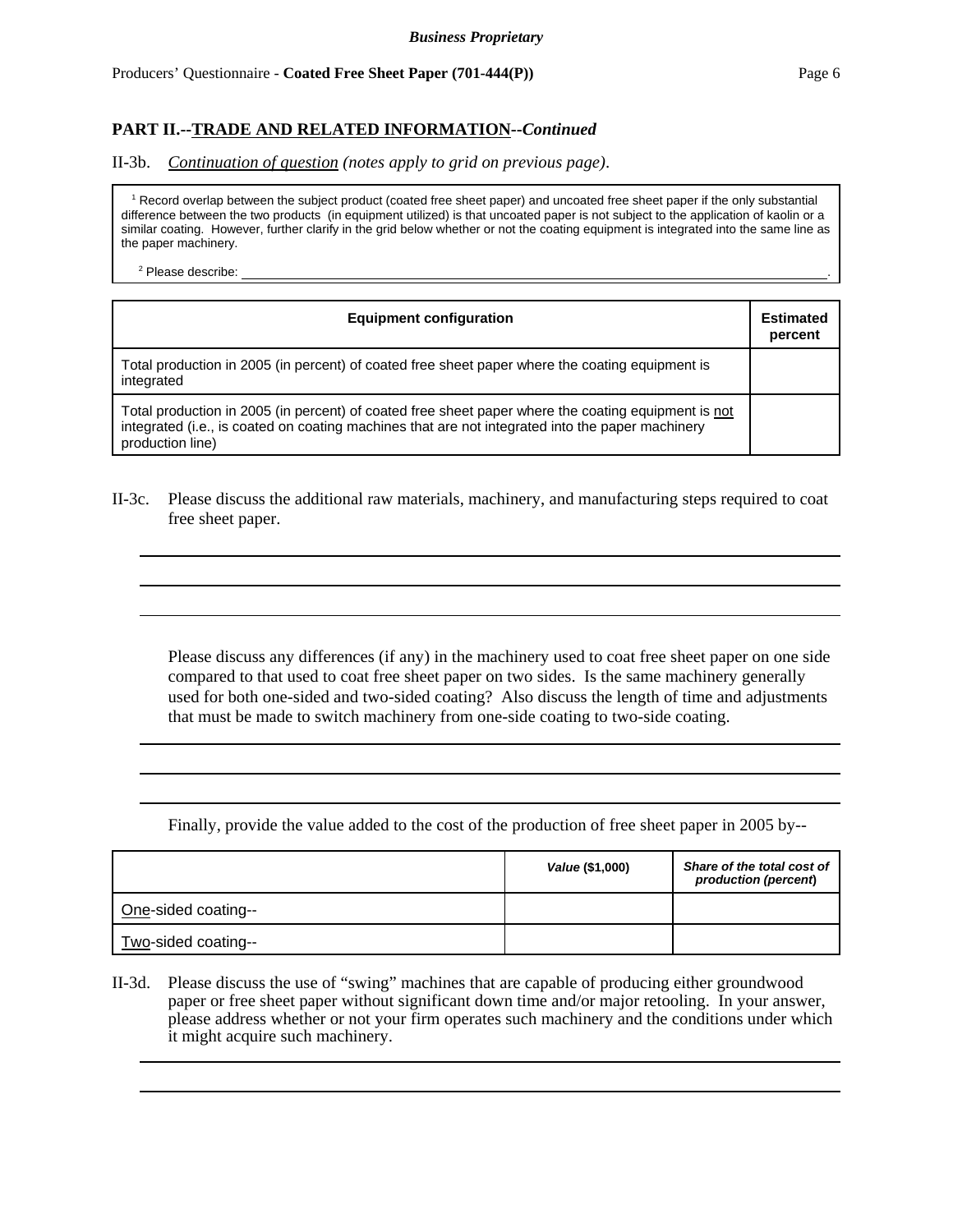## PART II.--TRADE AND RELATED INFORMATION--*Continued*

II-3b. *Continuation of question (notes apply to grid on previous page)*.

[1] Record overlap between the subject product (coated free sheet paper) and uncoated free sheet paper if the only substantial difference between the two products (in equipment utilized) is that uncoated paper is not subject to the application of kaolin or a similar coating. However, further clarify in the grid below whether or not the coating equipment is integrated into the same line as the paper machinery.

[2] Please describe: \_\_\_\_\_\_\_\_\_\_\_\_\_\_\_\_\_\_\_\_\_\_\_\_\_\_\_\_\_\_\_\_\_\_\_\_\_\_\_\_.

| Equipment configuration | Estimated percent |
|---|---|
| Total production in 2005 (in percent) of coated free sheet paper where the coating equipment is integrated | |
| Total production in 2005 (in percent) of coated free sheet paper where the coating equipment is not integrated (i.e., is coated on coating machines that are not integrated into the paper machinery production line) | |

II-3c. Please discuss the additional raw materials, machinery, and manufacturing steps required to coat free sheet paper.

\_\_\_\_\_\_\_\_\_\_\_\_\_\_\_\_\_\_\_\_\_\_\_\_\_\_\_\_\_\_\_\_\_\_\_\_\_\_\_\_

\_\_\_\_\_\_\_\_\_\_\_\_\_\_\_\_\_\_\_\_\_\_\_\_\_\_\_\_\_\_\_\_\_\_\_\_\_\_\_\_

\_\_\_\_\_\_\_\_\_\_\_\_\_\_\_\_\_\_\_\_\_\_\_\_\_\_\_\_\_\_\_\_\_\_\_\_\_\_\_\_

Please discuss any differences (if any) in the machinery used to coat free sheet paper on one side compared to that used to coat free sheet paper on two sides. Is the same machinery generally used for both one-sided and two-sided coating? Also discuss the length of time and adjustments that must be made to switch machinery from one-side coating to two-side coating.

\_\_\_\_\_\_\_\_\_\_\_\_\_\_\_\_\_\_\_\_\_\_\_\_\_\_\_\_\_\_\_\_\_\_\_\_\_\_\_\_

\_\_\_\_\_\_\_\_\_\_\_\_\_\_\_\_\_\_\_\_\_\_\_\_\_\_\_\_\_\_\_\_\_\_\_\_\_\_\_\_

\_\_\_\_\_\_\_\_\_\_\_\_\_\_\_\_\_\_\_\_\_\_\_\_\_\_\_\_\_\_\_\_\_\_\_\_\_\_\_\_

Finally, provide the value added to the cost of the production of free sheet paper in 2005 by--

| | *Value* ($1,000) | *Share of the total cost of production (percent)* |
|---|---|---|
| One-sided coating-- | | |
| Two-sided coating-- | | |

II-3d. Please discuss the use of "swing" machines that are capable of producing either groundwood paper or free sheet paper without significant down time and/or major retooling. In your answer, please address whether or not your firm operates such machinery and the conditions under which it might acquire such machinery.

\_\_\_\_\_\_\_\_\_\_\_\_\_\_\_\_\_\_\_\_\_\_\_\_\_\_\_\_\_\_\_\_\_\_\_\_\_\_\_\_

\_\_\_\_\_\_\_\_\_\_\_\_\_\_\_\_\_\_\_\_\_\_\_\_\_\_\_\_\_\_\_\_\_\_\_\_\_\_\_\_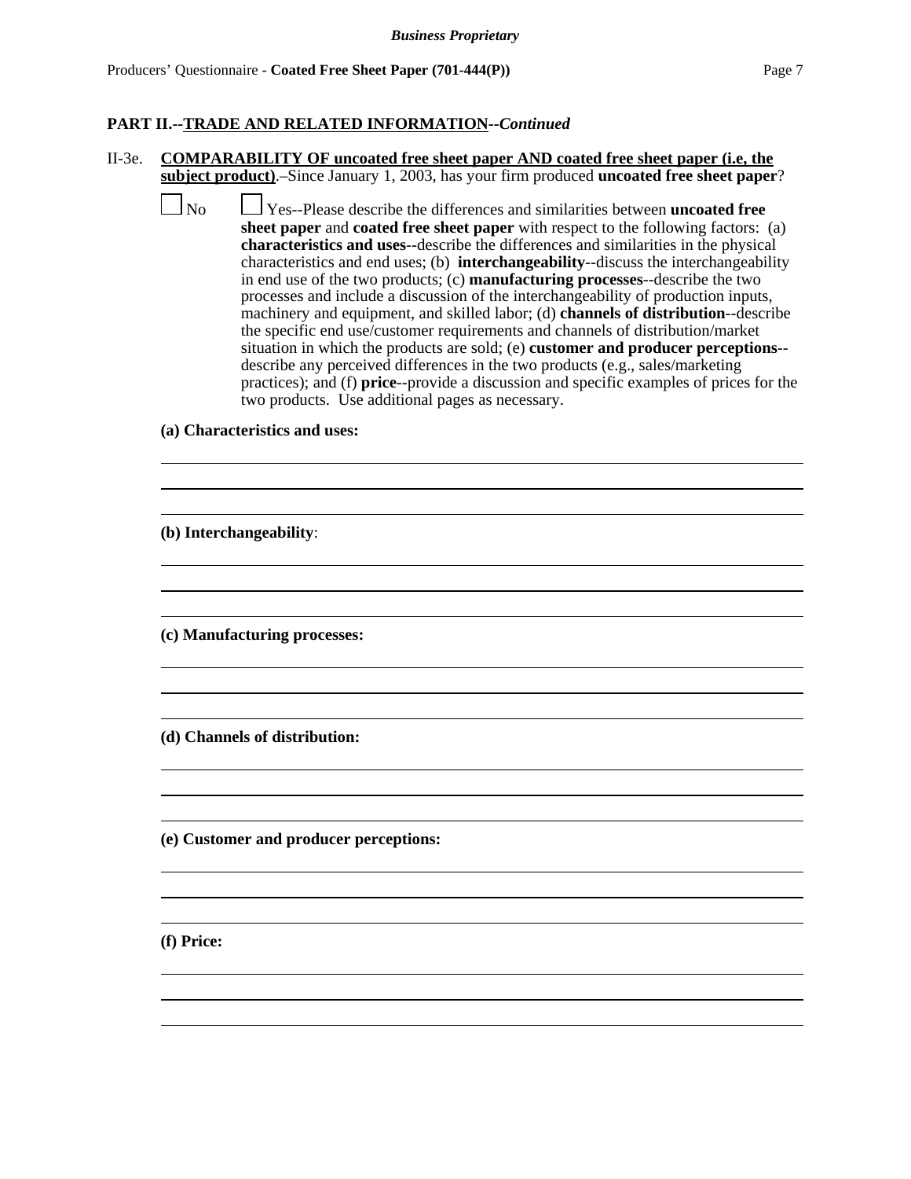## PART II.--TRADE AND RELATED INFORMATION--*Continued*

II-3e. **COMPARABILITY OF uncoated free sheet paper AND coated free sheet paper (i.e, the subject product)**.–Since January 1, 2003, has your firm produced **uncoated free sheet paper**?

☐ No ☐ Yes--Please describe the differences and similarities between **uncoated free sheet paper** and **coated free sheet paper** with respect to the following factors: (a) **characteristics and uses**--describe the differences and similarities in the physical characteristics and end uses; (b) **interchangeability**--discuss the interchangeability in end use of the two products; (c) **manufacturing processes**--describe the two processes and include a discussion of the interchangeability of production inputs, machinery and equipment, and skilled labor; (d) **channels of distribution**--describe the specific end use/customer requirements and channels of distribution/market situation in which the products are sold; (e) **customer and producer perceptions**--describe any perceived differences in the two products (e.g., sales/marketing practices); and (f) **price**--provide a discussion and specific examples of prices for the two products. Use additional pages as necessary.

**(a) Characteristics and uses:**

______________________________________________________________________

______________________________________________________________________

______________________________________________________________________

**(b) Interchangeability**:

______________________________________________________________________

______________________________________________________________________

______________________________________________________________________

**(c) Manufacturing processes:**

______________________________________________________________________

______________________________________________________________________

______________________________________________________________________

**(d) Channels of distribution:**

______________________________________________________________________

______________________________________________________________________

______________________________________________________________________

**(e) Customer and producer perceptions:**

______________________________________________________________________

______________________________________________________________________

______________________________________________________________________

**(f) Price:**

______________________________________________________________________

______________________________________________________________________

______________________________________________________________________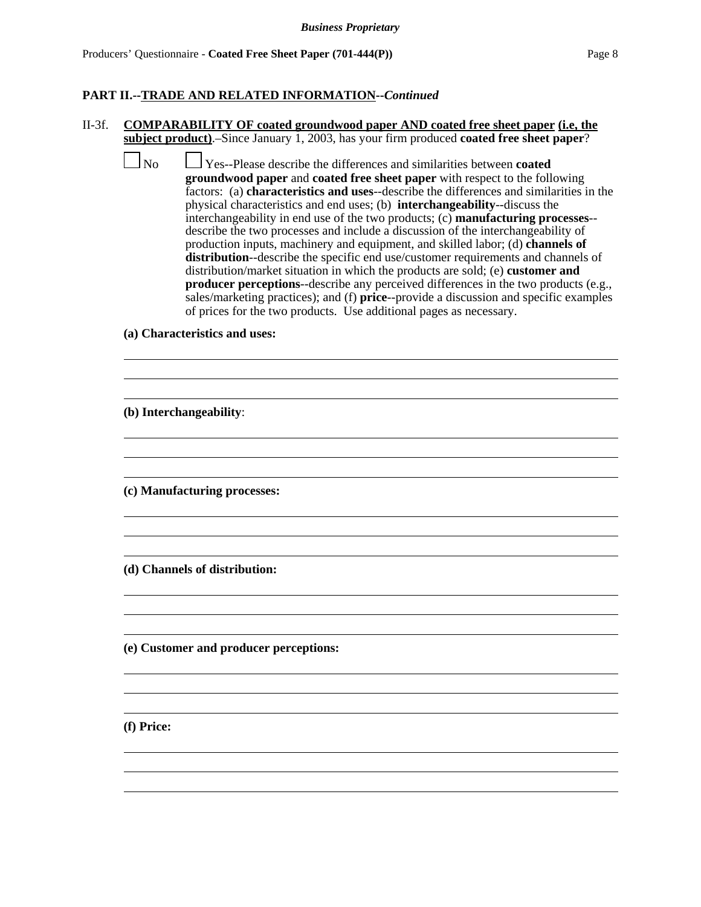## PART II.--TRADE AND RELATED INFORMATION--*Continued*

II-3f. **COMPARABILITY OF coated groundwood paper AND coated free sheet paper (i.e, the subject product)**.–Since January 1, 2003, has your firm produced **coated free sheet paper**?

☐ No ☐ Yes--Please describe the differences and similarities between **coated groundwood paper** and **coated free sheet paper** with respect to the following factors: (a) **characteristics and uses**--describe the differences and similarities in the physical characteristics and end uses; (b) **interchangeability**--discuss the interchangeability in end use of the two products; (c) **manufacturing processes**--describe the two processes and include a discussion of the interchangeability of production inputs, machinery and equipment, and skilled labor; (d) **channels of distribution**--describe the specific end use/customer requirements and channels of distribution/market situation in which the products are sold; (e) **customer and producer perceptions**--describe any perceived differences in the two products (e.g., sales/marketing practices); and (f) **price**--provide a discussion and specific examples of prices for the two products. Use additional pages as necessary.

**(a) Characteristics and uses:**

______________________________________________________________________________

______________________________________________________________________________

______________________________________________________________________________

**(b) Interchangeability**:

______________________________________________________________________________

______________________________________________________________________________

______________________________________________________________________________

**(c) Manufacturing processes:**

______________________________________________________________________________

______________________________________________________________________________

______________________________________________________________________________

**(d) Channels of distribution:**

______________________________________________________________________________

______________________________________________________________________________

______________________________________________________________________________

**(e) Customer and producer perceptions:**

______________________________________________________________________________

______________________________________________________________________________

______________________________________________________________________________

**(f) Price:**

______________________________________________________________________________

______________________________________________________________________________

______________________________________________________________________________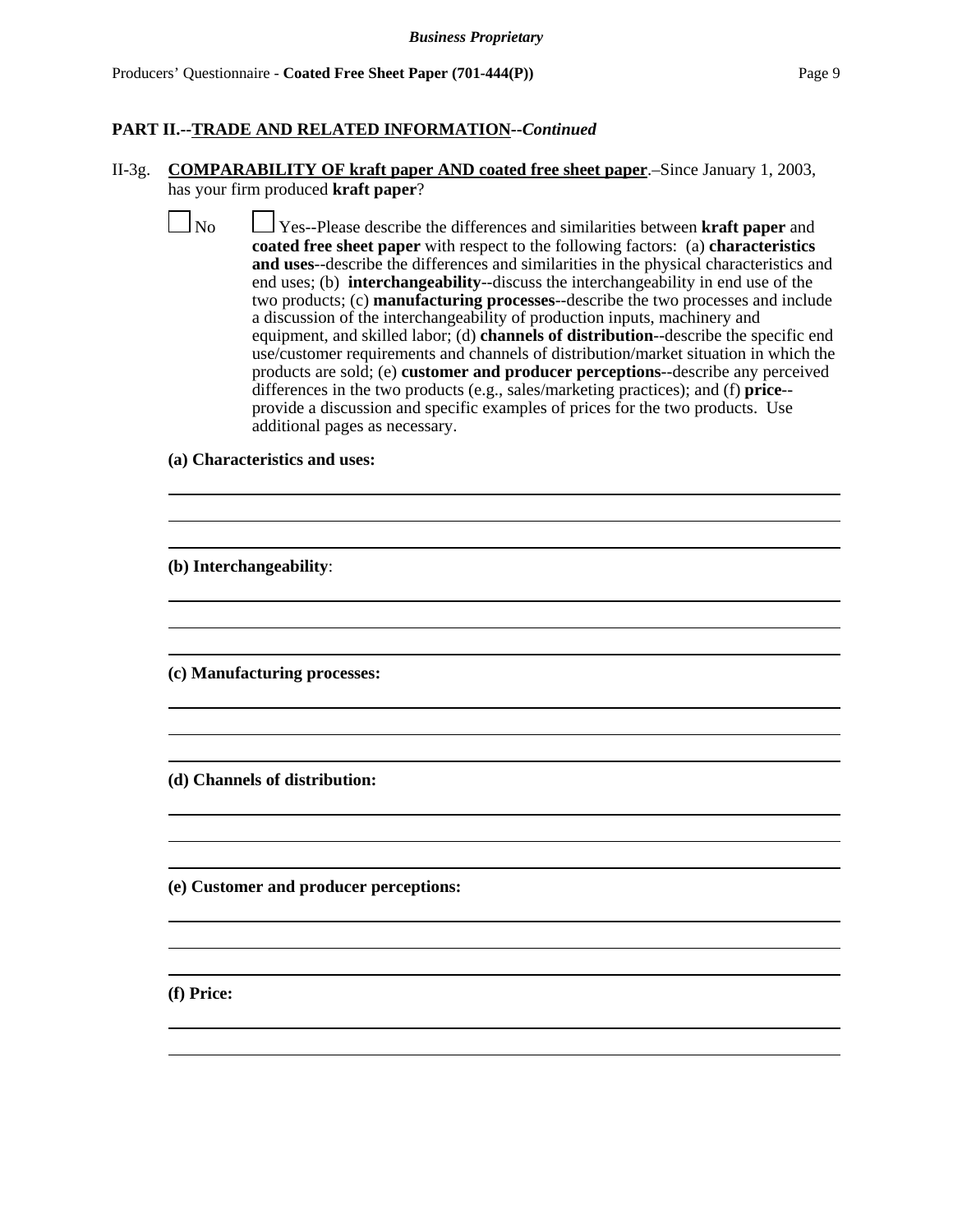## PART II.--TRADE AND RELATED INFORMATION--*Continued*

II-3g. **COMPARABILITY OF kraft paper AND coated free sheet paper**.–Since January 1, 2003, has your firm produced **kraft paper**?

☐ No ☐ Yes--Please describe the differences and similarities between **kraft paper** and **coated free sheet paper** with respect to the following factors: (a) **characteristics and uses**--describe the differences and similarities in the physical characteristics and end uses; (b) **interchangeability**--discuss the interchangeability in end use of the two products; (c) **manufacturing processes**--describe the two processes and include a discussion of the interchangeability of production inputs, machinery and equipment, and skilled labor; (d) **channels of distribution**--describe the specific end use/customer requirements and channels of distribution/market situation in which the products are sold; (e) **customer and producer perceptions**--describe any perceived differences in the two products (e.g., sales/marketing practices); and (f) **price**--provide a discussion and specific examples of prices for the two products. Use additional pages as necessary.

**(a) Characteristics and uses:**

______________________________________________________________________

______________________________________________________________________

______________________________________________________________________

**(b) Interchangeability**:

______________________________________________________________________

______________________________________________________________________

______________________________________________________________________

**(c) Manufacturing processes:**

______________________________________________________________________

______________________________________________________________________

______________________________________________________________________

**(d) Channels of distribution:**

______________________________________________________________________

______________________________________________________________________

______________________________________________________________________

**(e) Customer and producer perceptions:**

______________________________________________________________________

______________________________________________________________________

______________________________________________________________________

**(f) Price:**

______________________________________________________________________

______________________________________________________________________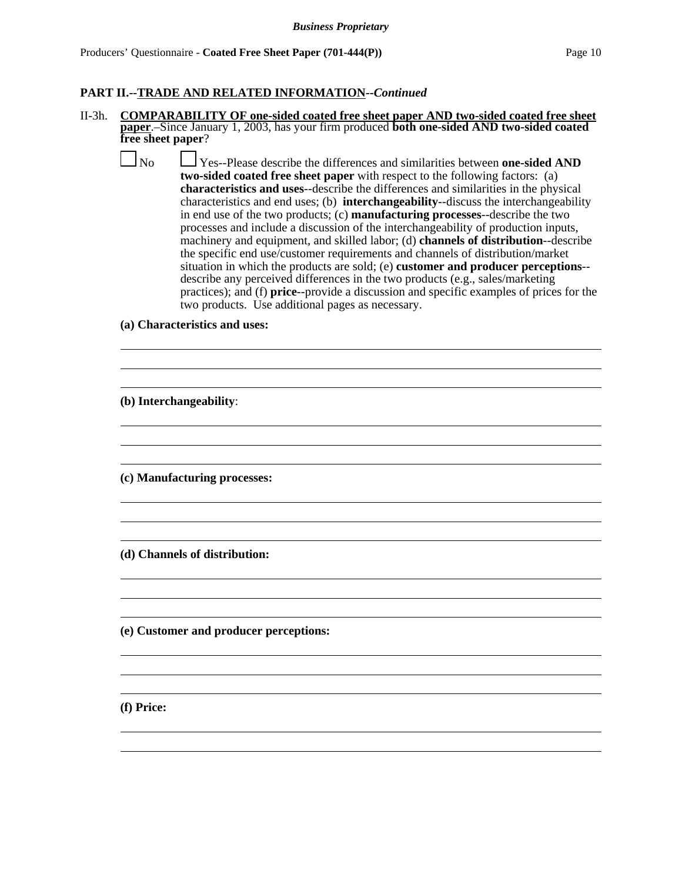**PART II.--TRADE AND RELATED INFORMATION--*Continued***

II-3h. **COMPARABILITY OF one-sided coated free sheet paper AND two-sided coated free sheet paper**.–Since January 1, 2003, has your firm produced **both one-sided AND two-sided coated free sheet paper**?

☐ No ☐ Yes--Please describe the differences and similarities between **one-sided AND two-sided coated free sheet paper** with respect to the following factors: (a) **characteristics and uses**--describe the differences and similarities in the physical characteristics and end uses; (b) **interchangeability**--discuss the interchangeability in end use of the two products; (c) **manufacturing processes**--describe the two processes and include a discussion of the interchangeability of production inputs, machinery and equipment, and skilled labor; (d) **channels of distribution**--describe the specific end use/customer requirements and channels of distribution/market situation in which the products are sold; (e) **customer and producer perceptions**--describe any perceived differences in the two products (e.g., sales/marketing practices); and (f) **price**--provide a discussion and specific examples of prices for the two products. Use additional pages as necessary.

**(a) Characteristics and uses:**

______________________________________________________________________

______________________________________________________________________

______________________________________________________________________

**(b) Interchangeability**:

______________________________________________________________________

______________________________________________________________________

______________________________________________________________________

**(c) Manufacturing processes:**

______________________________________________________________________

______________________________________________________________________

______________________________________________________________________

**(d) Channels of distribution:**

______________________________________________________________________

______________________________________________________________________

______________________________________________________________________

**(e) Customer and producer perceptions:**

______________________________________________________________________

______________________________________________________________________

______________________________________________________________________

**(f) Price:**

______________________________________________________________________

______________________________________________________________________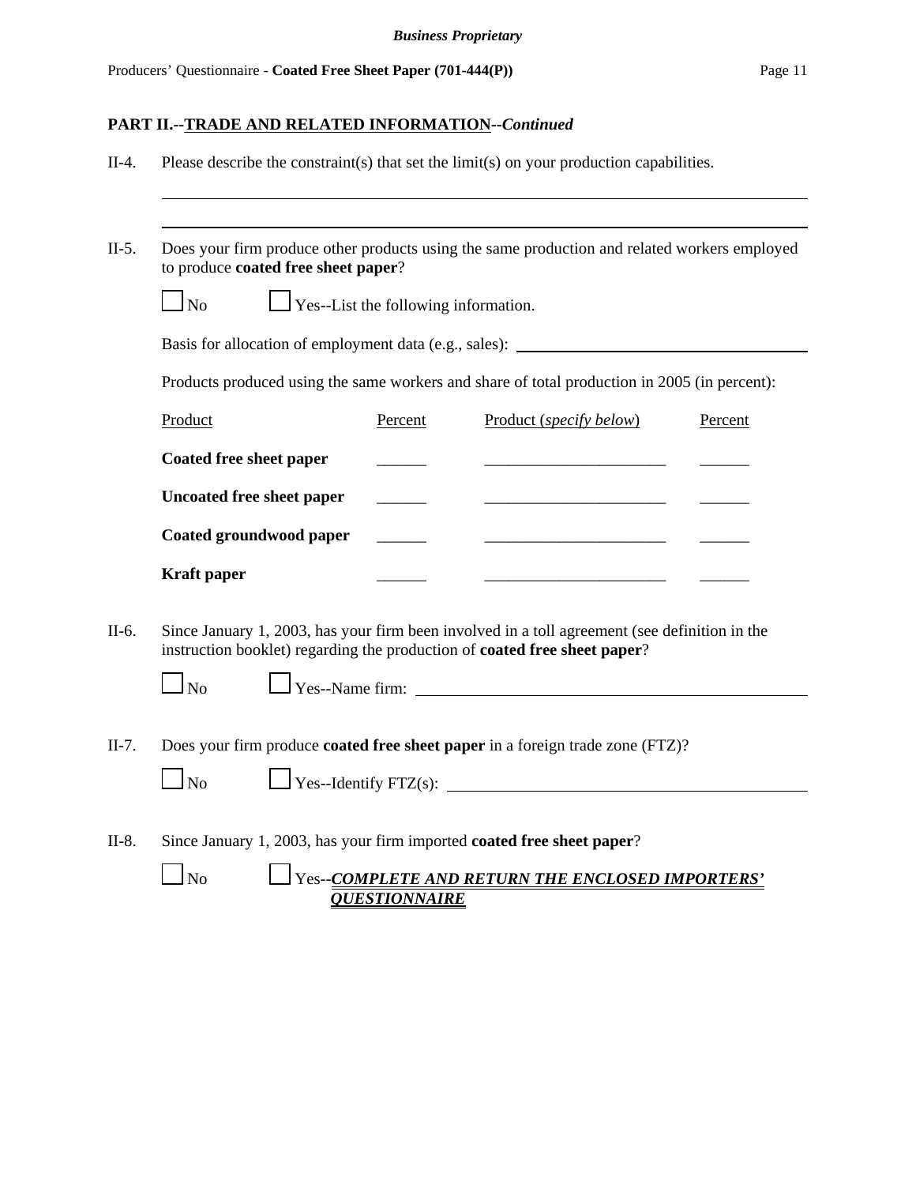**Business Proprietary**

**PART II.--TRADE AND RELATED INFORMATION--*Continued***

II-4. Please describe the constraint(s) that set the limit(s) on your production capabilities.

______________________________________________________________________________

______________________________________________________________________________

II-5. Does your firm produce other products using the same production and related workers employed to produce **coated free sheet paper**?

☐ No ☐ Yes--List the following information.

Basis for allocation of employment data (e.g., sales): ______________________________

Products produced using the same workers and share of total production in 2005 (in percent):

| Product | Percent | Product (*specify below*) | Percent |
|---|---|---|---|
| **Coated free sheet paper** | ______ | ______________________ | ______ |
| **Uncoated free sheet paper** | ______ | ______________________ | ______ |
| **Coated groundwood paper** | ______ | ______________________ | ______ |
| **Kraft paper** | ______ | ______________________ | ______ |

II-6. Since January 1, 2003, has your firm been involved in a toll agreement (see definition in the instruction booklet) regarding the production of **coated free sheet paper**?

☐ No ☐ Yes--Name firm: ______________________________

II-7. Does your firm produce **coated free sheet paper** in a foreign trade zone (FTZ)?

☐ No ☐ Yes--Identify FTZ(s): ______________________________

II-8. Since January 1, 2003, has your firm imported **coated free sheet paper**?

☐ No ☐ Yes--***COMPLETE AND RETURN THE ENCLOSED IMPORTERS' QUESTIONNAIRE***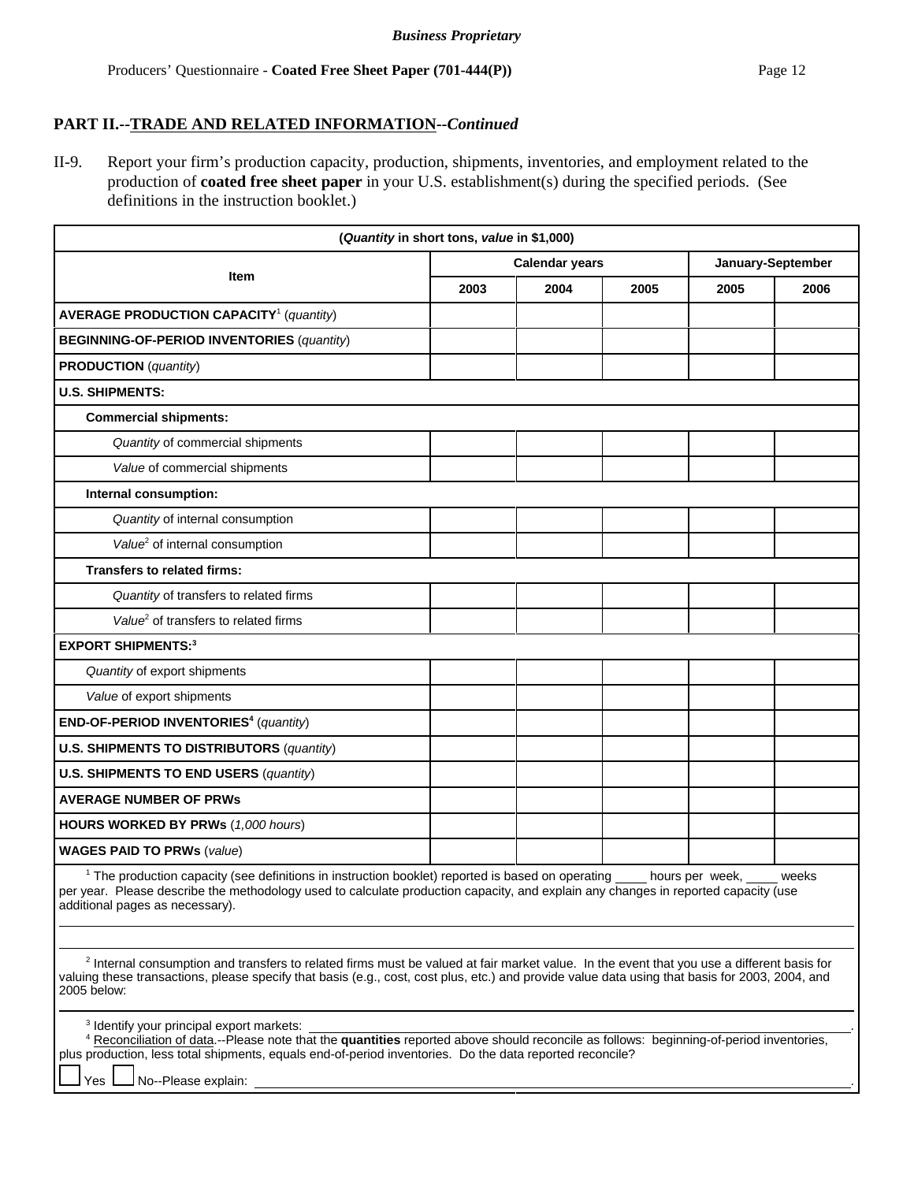*Business Proprietary*

Producers' Questionnaire - **Coated Free Sheet Paper (701-444(P))**

## PART II.--TRADE AND RELATED INFORMATION--*Continued*

II-9. Report your firm's production capacity, production, shipments, inventories, and employment related to the production of **coated free sheet paper** in your U.S. establishment(s) during the specified periods. (See definitions in the instruction booklet.)

| (*Quantity* in short tons, *value* in $1,000) | | | | | |
|---|---|---|---|---|---|
| **Item** | **Calendar years** | | | **January-September** | |
| | **2003** | **2004** | **2005** | **2005** | **2006** |
| **AVERAGE PRODUCTION CAPACITY**[1] (*quantity*) | | | | | |
| **BEGINNING-OF-PERIOD INVENTORIES** (*quantity*) | | | | | |
| **PRODUCTION** (*quantity*) | | | | | |
| **U.S. SHIPMENTS:** | | | | | |
| **Commercial shipments:** | | | | | |
| *Quantity* of commercial shipments | | | | | |
| *Value* of commercial shipments | | | | | |
| **Internal consumption:** | | | | | |
| *Quantity* of internal consumption | | | | | |
| *Value*[2] of internal consumption | | | | | |
| **Transfers to related firms:** | | | | | |
| *Quantity* of transfers to related firms | | | | | |
| *Value*[2] of transfers to related firms | | | | | |
| **EXPORT SHIPMENTS:**[3] | | | | | |
| *Quantity* of export shipments | | | | | |
| *Value* of export shipments | | | | | |
| **END-OF-PERIOD INVENTORIES**[4] (*quantity*) | | | | | |
| **U.S. SHIPMENTS TO DISTRIBUTORS** (*quantity*) | | | | | |
| **U.S. SHIPMENTS TO END USERS** (*quantity*) | | | | | |
| **AVERAGE NUMBER OF PRWs** | | | | | |
| **HOURS WORKED BY PRWs** (*1,000 hours*) | | | | | |
| **WAGES PAID TO PRWs** (*value*) | | | | | |

[1] The production capacity (see definitions in instruction booklet) reported is based on operating ____ hours per week, ____ weeks per year. Please describe the methodology used to calculate production capacity, and explain any changes in reported capacity (use additional pages as necessary).

______________________________________________________________________

______________________________________________________________________

[2] Internal consumption and transfers to related firms must be valued at fair market value. In the event that you use a different basis for valuing these transactions, please specify that basis (e.g., cost, cost plus, etc.) and provide value data using that basis for 2003, 2004, and 2005 below:

______________________________________________________________________

[3] Identify your principal export markets: ______________________________________________.

[4] Reconciliation of data.--Please note that the **quantities** reported above should reconcile as follows: beginning-of-period inventories, plus production, less total shipments, equals end-of-period inventories. Do the data reported reconcile?

☐ Yes ☐ No--Please explain: ______________________________________________.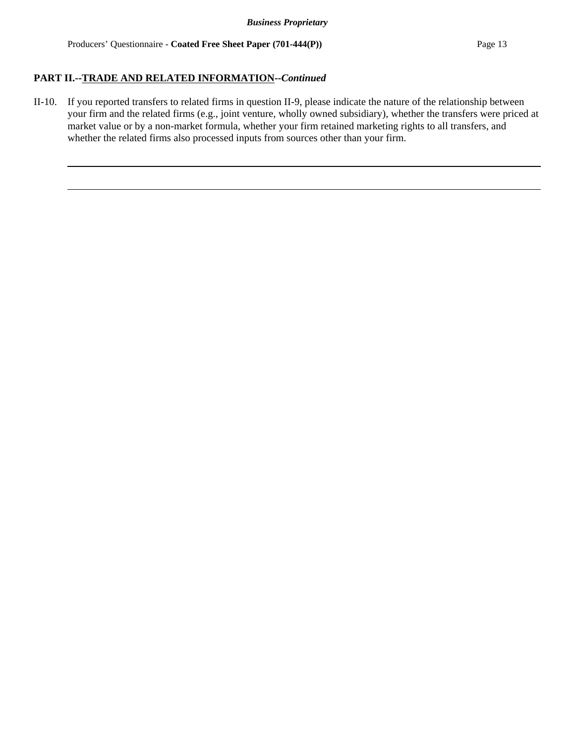**PART II.--<u>TRADE AND RELATED INFORMATION</u>--*Continued***

II-10. If you reported transfers to related firms in question II-9, please indicate the nature of the relationship between your firm and the related firms (e.g., joint venture, wholly owned subsidiary), whether the transfers were priced at market value or by a non-market formula, whether your firm retained marketing rights to all transfers, and whether the related firms also processed inputs from sources other than your firm.

---

---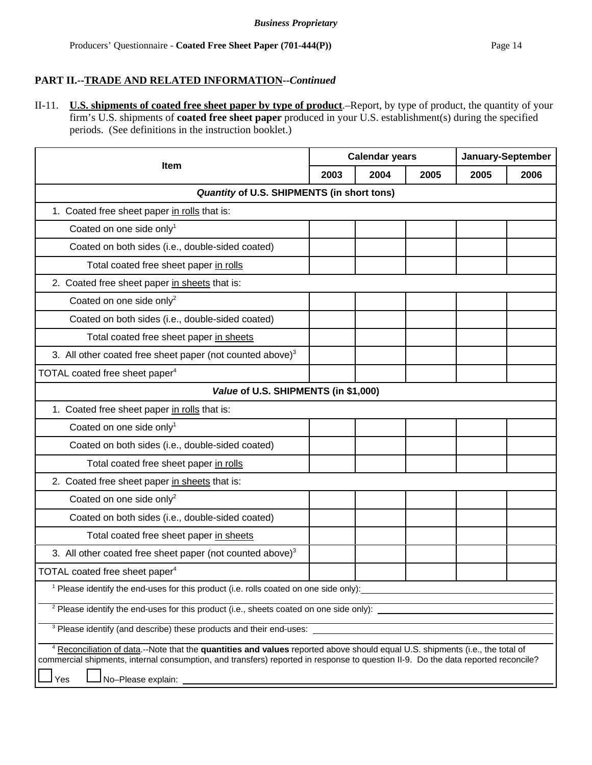## PART II.--TRADE AND RELATED INFORMATION--*Continued*

II-11. **U.S. shipments of coated free sheet paper by type of product**.–Report, by type of product, the quantity of your firm's U.S. shipments of **coated free sheet paper** produced in your U.S. establishment(s) during the specified periods. (See definitions in the instruction booklet.)

| Item | Calendar years | | | January-September | |
|---|---|---|---|---|---|
| | 2003 | 2004 | 2005 | 2005 | 2006 |
| ***Quantity* of U.S. SHIPMENTS (in short tons)** | | | | | |
| 1. Coated free sheet paper in rolls that is: | | | | | |
| Coated on one side only[1] | | | | | |
| Coated on both sides (i.e., double-sided coated) | | | | | |
| Total coated free sheet paper in rolls | | | | | |
| 2. Coated free sheet paper in sheets that is: | | | | | |
| Coated on one side only[2] | | | | | |
| Coated on both sides (i.e., double-sided coated) | | | | | |
| Total coated free sheet paper in sheets | | | | | |
| 3. All other coated free sheet paper (not counted above)[3] | | | | | |
| TOTAL coated free sheet paper[4] | | | | | |
| ***Value* of U.S. SHIPMENTS (in $1,000)** | | | | | |
| 1. Coated free sheet paper in rolls that is: | | | | | |
| Coated on one side only[1] | | | | | |
| Coated on both sides (i.e., double-sided coated) | | | | | |
| Total coated free sheet paper in rolls | | | | | |
| 2. Coated free sheet paper in sheets that is: | | | | | |
| Coated on one side only[2] | | | | | |
| Coated on both sides (i.e., double-sided coated) | | | | | |
| Total coated free sheet paper in sheets | | | | | |
| 3. All other coated free sheet paper (not counted above)[3] | | | | | |
| TOTAL coated free sheet paper[4] | | | | | |

[1] Please identify the end-uses for this product (i.e. rolls coated on one side only): ______

[2] Please identify the end-uses for this product (i.e., sheets coated on one side only): ______

[3] Please identify (and describe) these products and their end-uses: ______

[4] Reconciliation of data.--Note that the **quantities and values** reported above should equal U.S. shipments (i.e., the total of commercial shipments, internal consumption, and transfers) reported in response to question II-9. Do the data reported reconcile?

☐ Yes ☐ No–Please explain: ______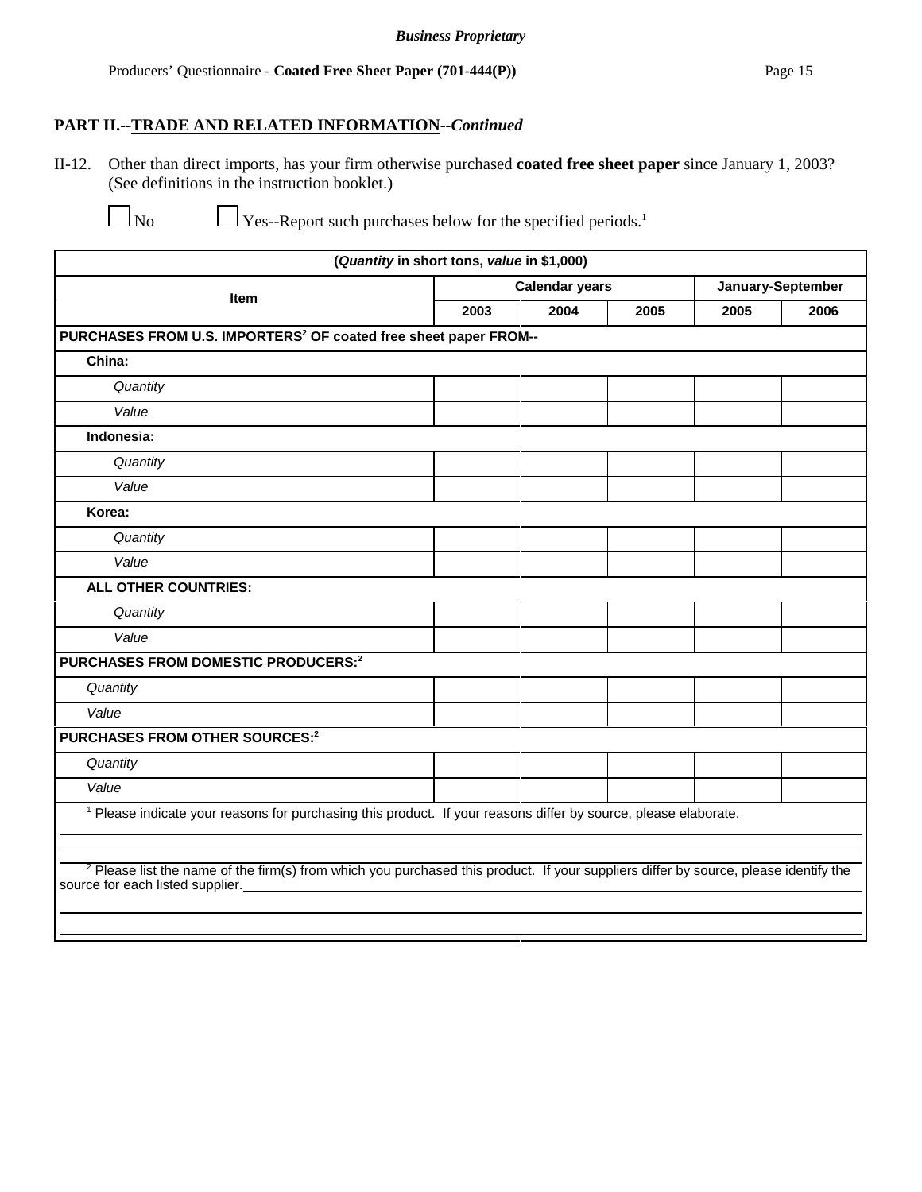## PART II.--TRADE AND RELATED INFORMATION--*Continued*

II-12. Other than direct imports, has your firm otherwise purchased **coated free sheet paper** since January 1, 2003? (See definitions in the instruction booklet.)

☐ No ☐ Yes--Report such purchases below for the specified periods.[1]

| (*Quantity* in short tons, *value* in $1,000) | | | | | |
|---|---|---|---|---|---|
| **Item** | **Calendar years** | | | **January-September** | |
| | **2003** | **2004** | **2005** | **2005** | **2006** |
| **PURCHASES FROM U.S. IMPORTERS[2] OF coated free sheet paper FROM--** | | | | | |
| **China:** | | | | | |
| *Quantity* | | | | | |
| *Value* | | | | | |
| **Indonesia:** | | | | | |
| *Quantity* | | | | | |
| *Value* | | | | | |
| **Korea:** | | | | | |
| *Quantity* | | | | | |
| *Value* | | | | | |
| **ALL OTHER COUNTRIES:** | | | | | |
| *Quantity* | | | | | |
| *Value* | | | | | |
| **PURCHASES FROM DOMESTIC PRODUCERS:[2]** | | | | | |
| *Quantity* | | | | | |
| *Value* | | | | | |
| **PURCHASES FROM OTHER SOURCES:[2]** | | | | | |
| *Quantity* | | | | | |
| *Value* | | | | | |

[1] Please indicate your reasons for purchasing this product. If your reasons differ by source, please elaborate.

_______________________________________________

_______________________________________________

[2] Please list the name of the firm(s) from which you purchased this product. If your suppliers differ by source, please identify the source for each listed supplier.________________________________

_______________________________________________

_______________________________________________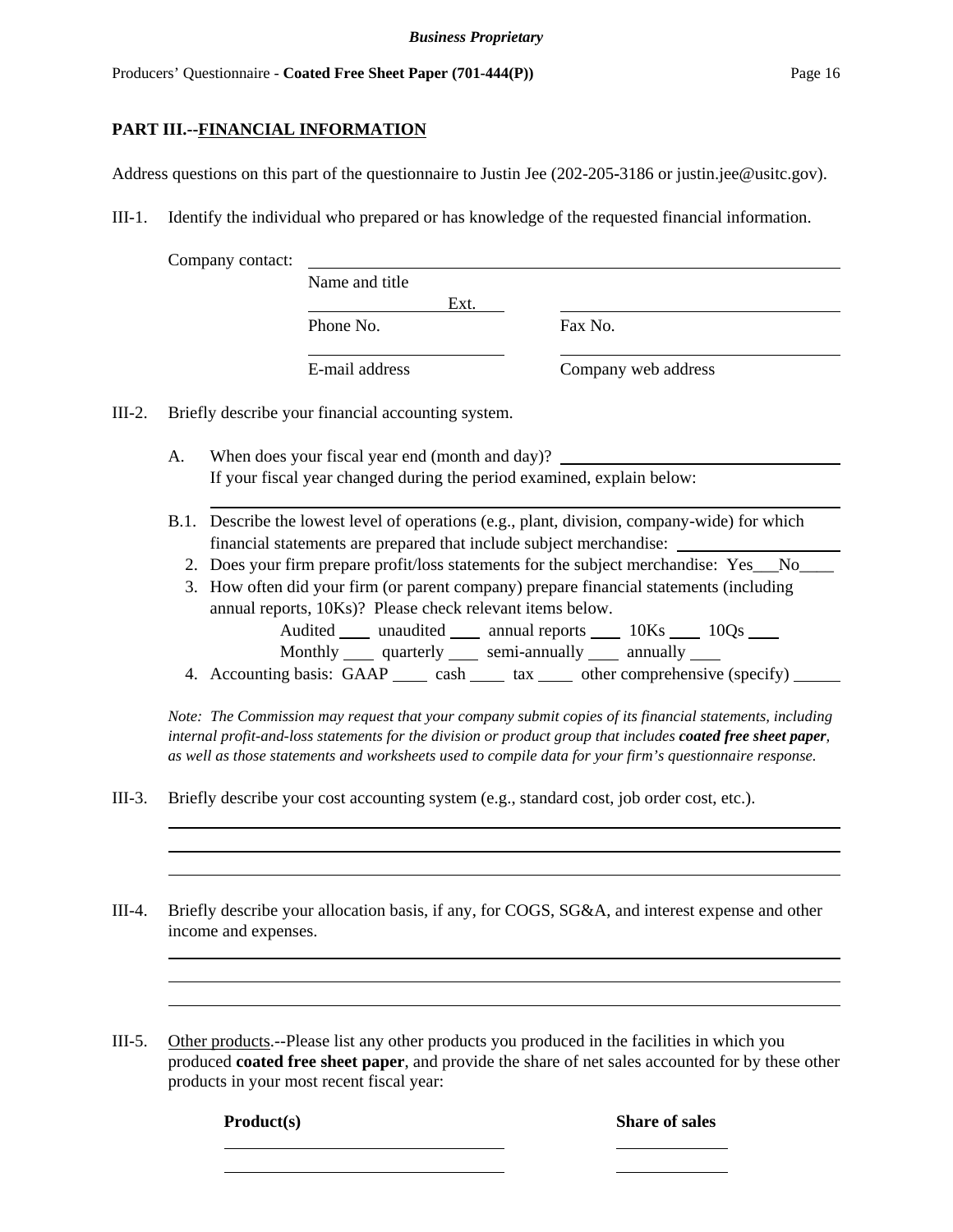## PART III.--FINANCIAL INFORMATION

Address questions on this part of the questionnaire to Justin Jee (202-205-3186 or justin.jee@usitc.gov).

III-1. Identify the individual who prepared or has knowledge of the requested financial information.

Company contact: ______________________________________________
Name and title

______________ Ext. ____ ______________________________
Phone No. Fax No.

______________________ ______________________________
E-mail address Company web address

III-2. Briefly describe your financial accounting system.

A. When does your fiscal year end (month and day)? ______________________
If your fiscal year changed during the period examined, explain below:

______________________________________________________________

B.1. Describe the lowest level of operations (e.g., plant, division, company-wide) for which financial statements are prepared that include subject merchandise: ______________

2. Does your firm prepare profit/loss statements for the subject merchandise: Yes___No____

3. How often did your firm (or parent company) prepare financial statements (including annual reports, 10Ks)? Please check relevant items below.
Audited ____ unaudited ____ annual reports ____ 10Ks ____ 10Qs ____
Monthly ____ quarterly ____ semi-annually ____ annually ____

4. Accounting basis: GAAP ____ cash ____ tax ____ other comprehensive (specify) ____

*Note: The Commission may request that your company submit copies of its financial statements, including internal profit-and-loss statements for the division or product group that includes **coated free sheet paper**, as well as those statements and worksheets used to compile data for your firm's questionnaire response.*

III-3. Briefly describe your cost accounting system (e.g., standard cost, job order cost, etc.).

______________________________________________________________
______________________________________________________________
______________________________________________________________

III-4. Briefly describe your allocation basis, if any, for COGS, SG&A, and interest expense and other income and expenses.

______________________________________________________________
______________________________________________________________
______________________________________________________________

III-5. Other products.--Please list any other products you produced in the facilities in which you produced **coated free sheet paper**, and provide the share of net sales accounted for by these other products in your most recent fiscal year:

| **Product(s)** | **Share of sales** |
|---|---|
| | |
| | |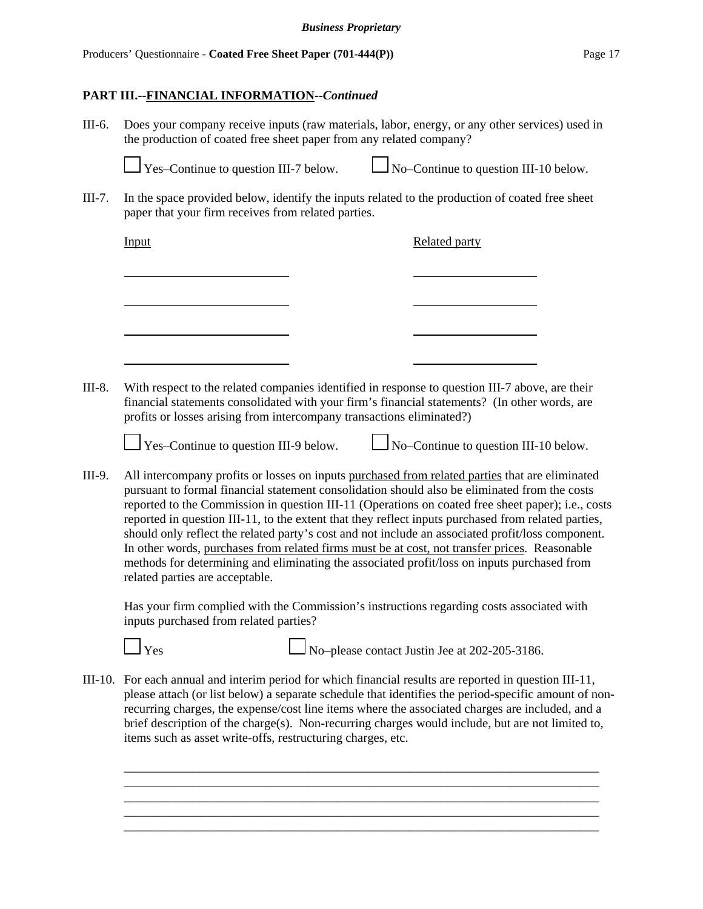## PART III.--FINANCIAL INFORMATION--*Continued*

III-6. Does your company receive inputs (raw materials, labor, energy, or any other services) used in the production of coated free sheet paper from any related company?

☐ Yes–Continue to question III-7 below. ☐ No–Continue to question III-10 below.

III-7. In the space provided below, identify the inputs related to the production of coated free sheet paper that your firm receives from related parties.

| Input | Related party |
|---|---|
| ____________________ | ____________________ |
| ____________________ | ____________________ |
| ____________________ | ____________________ |
| ____________________ | ____________________ |

III-8. With respect to the related companies identified in response to question III-7 above, are their financial statements consolidated with your firm's financial statements? (In other words, are profits or losses arising from intercompany transactions eliminated?)

☐ Yes–Continue to question III-9 below. ☐ No–Continue to question III-10 below.

III-9. All intercompany profits or losses on inputs <u>purchased from related parties</u> that are eliminated pursuant to formal financial statement consolidation should also be eliminated from the costs reported to the Commission in question III-11 (Operations on coated free sheet paper); i.e., costs reported in question III-11, to the extent that they reflect inputs purchased from related parties, should only reflect the related party's cost and not include an associated profit/loss component. In other words, <u>purchases from related firms must be at cost, not transfer prices</u>. Reasonable methods for determining and eliminating the associated profit/loss on inputs purchased from related parties are acceptable.

Has your firm complied with the Commission's instructions regarding costs associated with inputs purchased from related parties?

☐ Yes ☐ No–please contact Justin Jee at 202-205-3186.

III-10. For each annual and interim period for which financial results are reported in question III-11, please attach (or list below) a separate schedule that identifies the period-specific amount of non-recurring charges, the expense/cost line items where the associated charges are included, and a brief description of the charge(s). Non-recurring charges would include, but are not limited to, items such as asset write-offs, restructuring charges, etc.

______________________________________________________________________________
______________________________________________________________________________
______________________________________________________________________________
______________________________________________________________________________
______________________________________________________________________________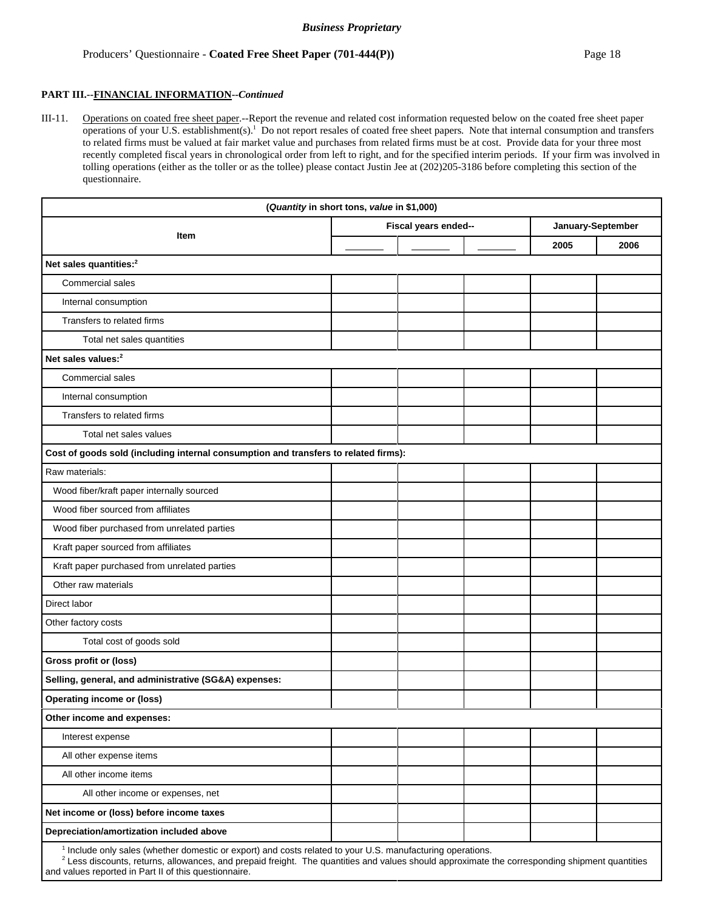**PART III.--FINANCIAL INFORMATION--*Continued***

III-11. Operations on coated free sheet paper.--Report the revenue and related cost information requested below on the coated free sheet paper operations of your U.S. establishment(s).[1] Do not report resales of coated free sheet papers. Note that internal consumption and transfers to related firms must be valued at fair market value and purchases from related firms must be at cost. Provide data for your three most recently completed fiscal years in chronological order from left to right, and for the specified interim periods. If your firm was involved in tolling operations (either as the toller or as the tollee) please contact Justin Jee at (202)205-3186 before completing this section of the questionnaire.

| (*Quantity* in short tons, *value* in $1,000) | | | | | |
|---|---|---|---|---|---|
| Item | Fiscal years ended-- | | | January-September | |
| | _______ | _______ | _______ | 2005 | 2006 |
| **Net sales quantities:[2]** | | | | | |
| Commercial sales | | | | | |
| Internal consumption | | | | | |
| Transfers to related firms | | | | | |
| Total net sales quantities | | | | | |
| **Net sales values:[2]** | | | | | |
| Commercial sales | | | | | |
| Internal consumption | | | | | |
| Transfers to related firms | | | | | |
| Total net sales values | | | | | |
| **Cost of goods sold (including internal consumption and transfers to related firms):** | | | | | |
| Raw materials: | | | | | |
| Wood fiber/kraft paper internally sourced | | | | | |
| Wood fiber sourced from affiliates | | | | | |
| Wood fiber purchased from unrelated parties | | | | | |
| Kraft paper sourced from affiliates | | | | | |
| Kraft paper purchased from unrelated parties | | | | | |
| Other raw materials | | | | | |
| Direct labor | | | | | |
| Other factory costs | | | | | |
| Total cost of goods sold | | | | | |
| **Gross profit or (loss)** | | | | | |
| **Selling, general, and administrative (SG&A) expenses:** | | | | | |
| **Operating income or (loss)** | | | | | |
| **Other income and expenses:** | | | | | |
| Interest expense | | | | | |
| All other expense items | | | | | |
| All other income items | | | | | |
| All other income or expenses, net | | | | | |
| **Net income or (loss) before income taxes** | | | | | |
| **Depreciation/amortization included above** | | | | | |

[1] Include only sales (whether domestic or export) and costs related to your U.S. manufacturing operations.
[2] Less discounts, returns, allowances, and prepaid freight. The quantities and values should approximate the corresponding shipment quantities and values reported in Part II of this questionnaire.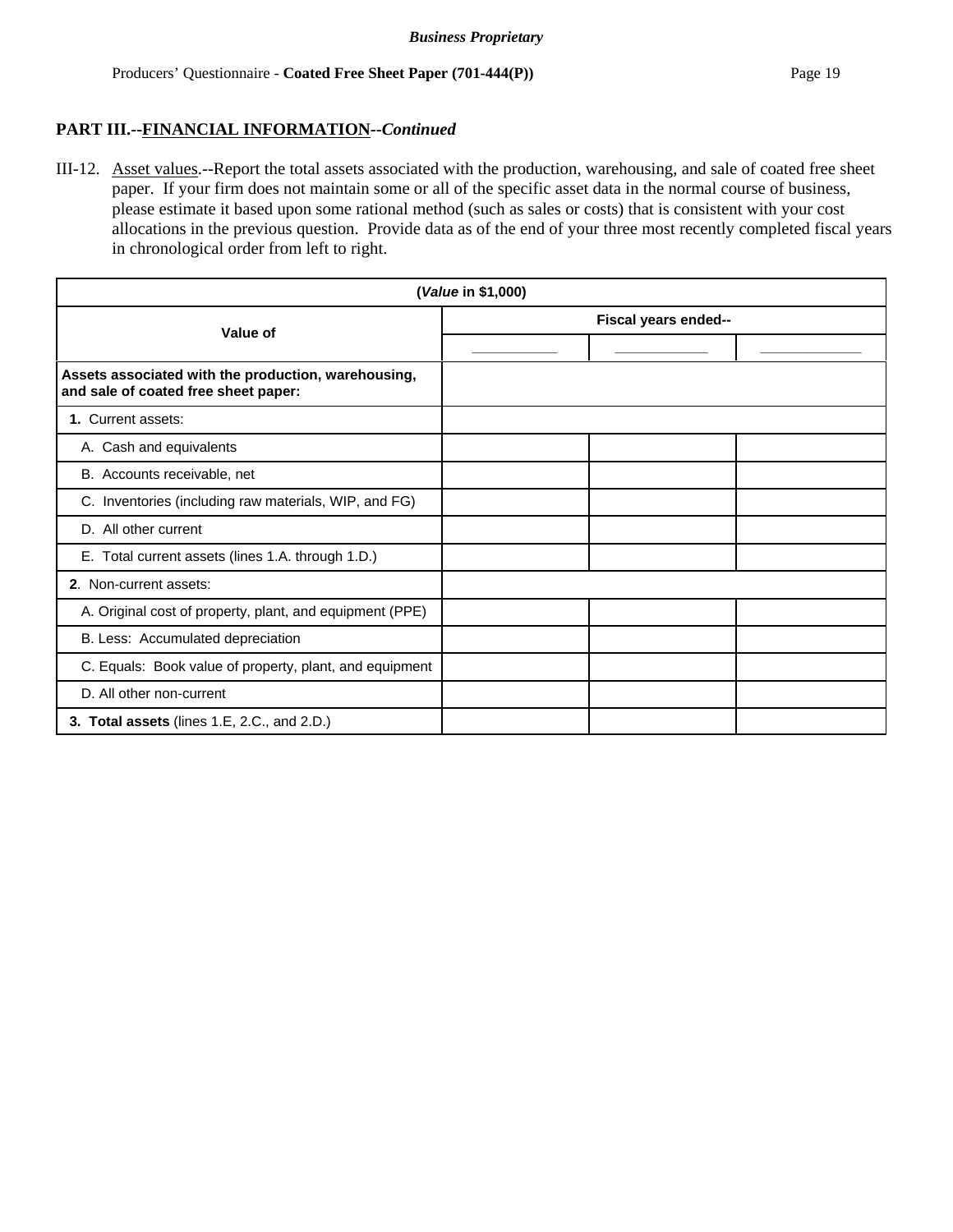## PART III.--FINANCIAL INFORMATION--*Continued*

III-12. Asset values.--Report the total assets associated with the production, warehousing, and sale of coated free sheet paper. If your firm does not maintain some or all of the specific asset data in the normal course of business, please estimate it based upon some rational method (such as sales or costs) that is consistent with your cost allocations in the previous question. Provide data as of the end of your three most recently completed fiscal years in chronological order from left to right.

| (*Value* in $1,000) | | | |
|---|---|---|---|
| **Value of** | **Fiscal years ended--** | | |
| | ___________ | ___________ | ___________ |
| **Assets associated with the production, warehousing, and sale of coated free sheet paper:** | | | |
| **1.** Current assets: | | | |
| A. Cash and equivalents | | | |
| B. Accounts receivable, net | | | |
| C. Inventories (including raw materials, WIP, and FG) | | | |
| D. All other current | | | |
| E. Total current assets (lines 1.A. through 1.D.) | | | |
| **2**. Non-current assets: | | | |
| A. Original cost of property, plant, and equipment (PPE) | | | |
| B. Less: Accumulated depreciation | | | |
| C. Equals: Book value of property, plant, and equipment | | | |
| D. All other non-current | | | |
| **3. Total assets** (lines 1.E, 2.C., and 2.D.) | | | |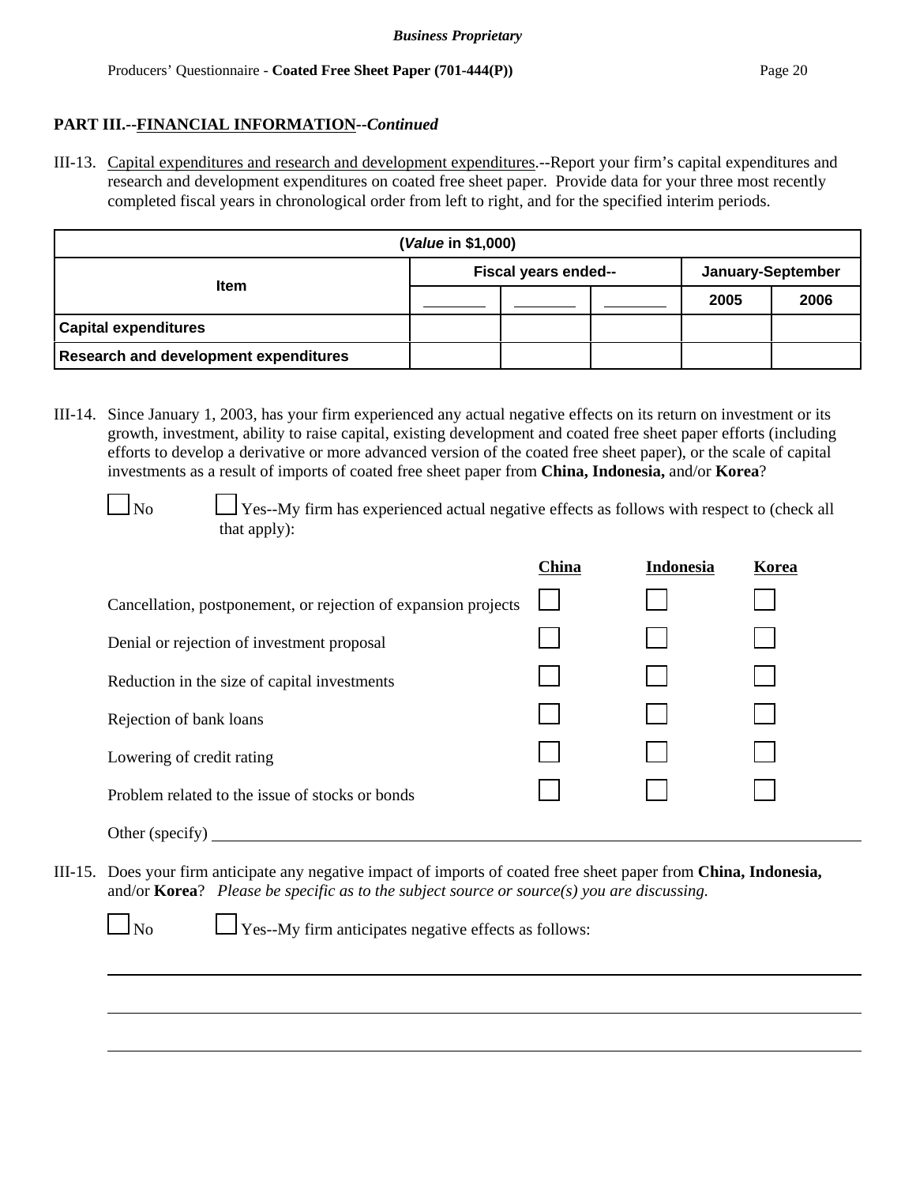**PART III.--FINANCIAL INFORMATION--*Continued***

III-13. Capital expenditures and research and development expenditures.--Report your firm's capital expenditures and research and development expenditures on coated free sheet paper. Provide data for your three most recently completed fiscal years in chronological order from left to right, and for the specified interim periods.

| (*Value* in $1,000) | | | | | |
|---|---|---|---|---|---|
| Item | Fiscal years ended-- | | | January-September | |
| | _______ | _______ | _______ | 2005 | 2006 |
| Capital expenditures | | | | | |
| Research and development expenditures | | | | | |

III-14. Since January 1, 2003, has your firm experienced any actual negative effects on its return on investment or its growth, investment, ability to raise capital, existing development and coated free sheet paper efforts (including efforts to develop a derivative or more advanced version of the coated free sheet paper), or the scale of capital investments as a result of imports of coated free sheet paper from **China, Indonesia,** and/or **Korea**?

☐ No ☐ Yes--My firm has experienced actual negative effects as follows with respect to (check all that apply):

| | China | Indonesia | Korea |
|---|---|---|---|
| Cancellation, postponement, or rejection of expansion projects | ☐ | ☐ | ☐ |
| Denial or rejection of investment proposal | ☐ | ☐ | ☐ |
| Reduction in the size of capital investments | ☐ | ☐ | ☐ |
| Rejection of bank loans | ☐ | ☐ | ☐ |
| Lowering of credit rating | ☐ | ☐ | ☐ |
| Problem related to the issue of stocks or bonds | ☐ | ☐ | ☐ |

Other (specify) ______________________________________________

III-15. Does your firm anticipate any negative impact of imports of coated free sheet paper from **China, Indonesia,** and/or **Korea**? *Please be specific as to the subject source or source(s) you are discussing.*

☐ No ☐ Yes--My firm anticipates negative effects as follows:

______________________________________________

______________________________________________

______________________________________________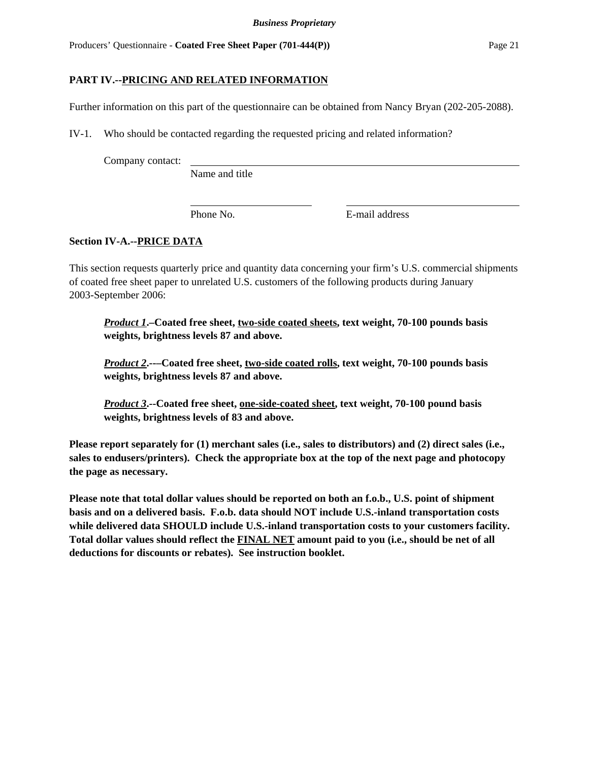## PART IV.--PRICING AND RELATED INFORMATION

Further information on this part of the questionnaire can be obtained from Nancy Bryan (202-205-2088).

IV-1. Who should be contacted regarding the requested pricing and related information?

Company contact: ______________________________________________
Name and title

______________________ ______________________________
Phone No. E-mail address

### Section IV-A.--PRICE DATA

This section requests quarterly price and quantity data concerning your firm's U.S. commercial shipments of coated free sheet paper to unrelated U.S. customers of the following products during January 2003-September 2006:

> ***Product 1*.–Coated free sheet, two-side coated sheets, text weight, 70-100 pounds basis weights, brightness levels 87 and above.**
>
> ***Product 2*.-–Coated free sheet, two-side coated rolls, text weight, 70-100 pounds basis weights, brightness levels 87 and above.**
>
> ***Product 3*.--Coated free sheet, one-side-coated sheet, text weight, 70-100 pound basis weights, brightness levels of 83 and above.**

**Please report separately for (1) merchant sales (i.e., sales to distributors) and (2) direct sales (i.e., sales to endusers/printers). Check the appropriate box at the top of the next page and photocopy the page as necessary.**

**Please note that total dollar values should be reported on both an f.o.b., U.S. point of shipment basis and on a delivered basis. F.o.b. data should NOT include U.S.-inland transportation costs while delivered data SHOULD include U.S.-inland transportation costs to your customers facility. Total dollar values should reflect the FINAL NET amount paid to you (i.e., should be net of all deductions for discounts or rebates). See instruction booklet.**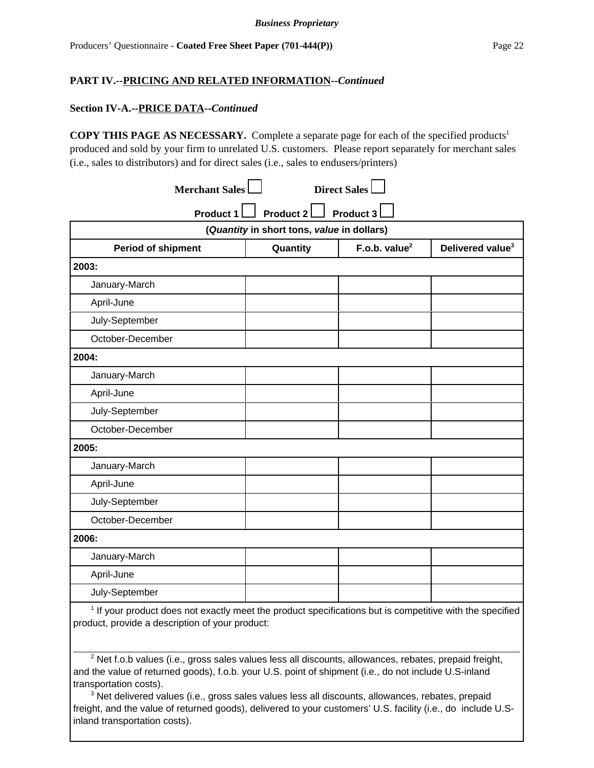**PART IV.--PRICING AND RELATED INFORMATION--*Continued***

**Section IV-A.--PRICE DATA--*Continued***

**COPY THIS PAGE AS NECESSARY.** Complete a separate page for each of the specified products[1] produced and sold by your firm to unrelated U.S. customers. Please report separately for merchant sales (i.e., sales to distributors) and for direct sales (i.e., sales to endusers/printers)

**Merchant Sales** ☐ **Direct Sales** ☐

**Product 1** ☐ **Product 2** ☐ **Product 3** ☐

| (*Quantity* in short tons, *value* in dollars) | | | |
|---|---|---|---|
| **Period of shipment** | **Quantity** | **F.o.b. value[2]** | **Delivered value[3]** |
| **2003:** | | | |
| January-March | | | |
| April-June | | | |
| July-September | | | |
| October-December | | | |
| **2004:** | | | |
| January-March | | | |
| April-June | | | |
| July-September | | | |
| October-December | | | |
| **2005:** | | | |
| January-March | | | |
| April-June | | | |
| July-September | | | |
| October-December | | | |
| **2006:** | | | |
| January-March | | | |
| April-June | | | |
| July-September | | | |

[1] If your product does not exactly meet the product specifications but is competitive with the specified product, provide a description of your product:

---

[2] Net f.o.b values (i.e., gross sales values less all discounts, allowances, rebates, prepaid freight, and the value of returned goods), f.o.b. your U.S. point of shipment (i.e., do not include U.S-inland transportation costs).

[3] Net delivered values (i.e., gross sales values less all discounts, allowances, rebates, prepaid freight, and the value of returned goods), delivered to your customers' U.S. facility (i.e., do include U.S-inland transportation costs).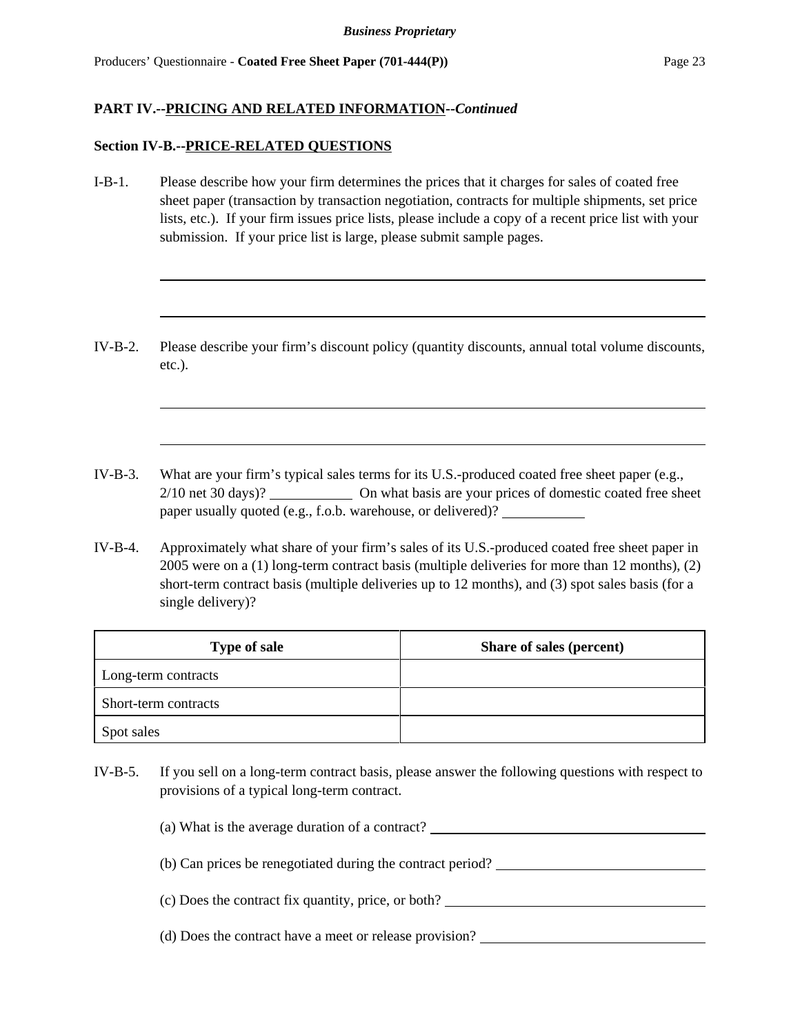**PART IV.--PRICING AND RELATED INFORMATION--*Continued***

**Section IV-B.--PRICE-RELATED QUESTIONS**

I-B-1. Please describe how your firm determines the prices that it charges for sales of coated free sheet paper (transaction by transaction negotiation, contracts for multiple shipments, set price lists, etc.). If your firm issues price lists, please include a copy of a recent price list with your submission. If your price list is large, please submit sample pages.

IV-B-2. Please describe your firm's discount policy (quantity discounts, annual total volume discounts, etc.).

IV-B-3. What are your firm's typical sales terms for its U.S.-produced coated free sheet paper (e.g., 2/10 net 30 days)? \_\_\_\_\_\_\_\_\_\_ On what basis are your prices of domestic coated free sheet paper usually quoted (e.g., f.o.b. warehouse, or delivered)? \_\_\_\_\_\_\_\_\_\_

IV-B-4. Approximately what share of your firm's sales of its U.S.-produced coated free sheet paper in 2005 were on a (1) long-term contract basis (multiple deliveries for more than 12 months), (2) short-term contract basis (multiple deliveries up to 12 months), and (3) spot sales basis (for a single delivery)?

| Type of sale | Share of sales (percent) |
|---|---|
| Long-term contracts | |
| Short-term contracts | |
| Spot sales | |

IV-B-5. If you sell on a long-term contract basis, please answer the following questions with respect to provisions of a typical long-term contract.

(a) What is the average duration of a contract? \_\_\_\_\_\_\_\_\_\_

(b) Can prices be renegotiated during the contract period? \_\_\_\_\_\_\_\_\_\_

(c) Does the contract fix quantity, price, or both? \_\_\_\_\_\_\_\_\_\_

(d) Does the contract have a meet or release provision? \_\_\_\_\_\_\_\_\_\_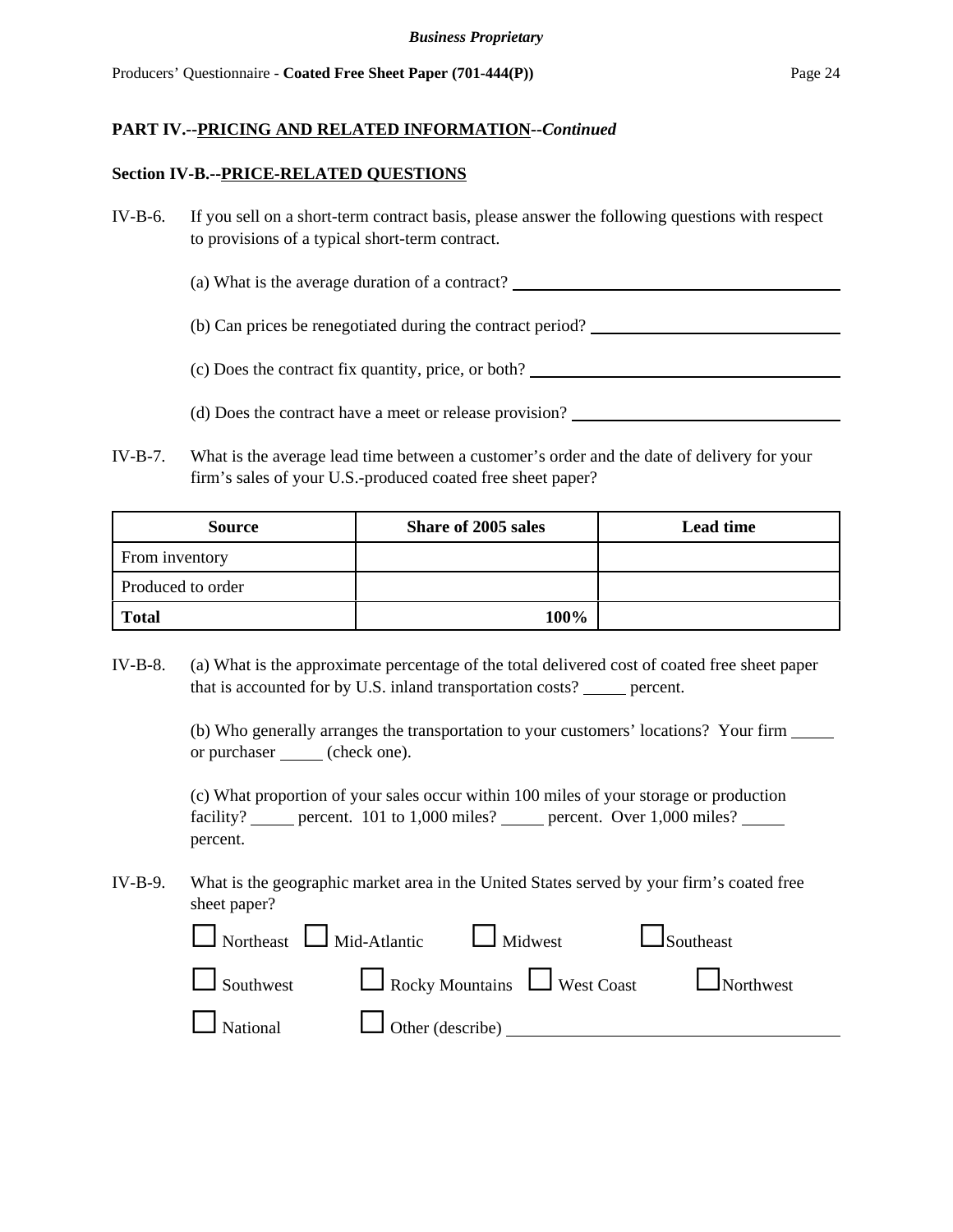**PART IV.--PRICING AND RELATED INFORMATION--*Continued***

**Section IV-B.--PRICE-RELATED QUESTIONS**

IV-B-6. If you sell on a short-term contract basis, please answer the following questions with respect to provisions of a typical short-term contract.

(a) What is the average duration of a contract? ________________________

(b) Can prices be renegotiated during the contract period? ________________________

(c) Does the contract fix quantity, price, or both? ________________________

(d) Does the contract have a meet or release provision? ________________________

IV-B-7. What is the average lead time between a customer's order and the date of delivery for your firm's sales of your U.S.-produced coated free sheet paper?

| Source | Share of 2005 sales | Lead time |
|---|---|---|
| From inventory | | |
| Produced to order | | |
| **Total** | **100%** | |

IV-B-8. (a) What is the approximate percentage of the total delivered cost of coated free sheet paper that is accounted for by U.S. inland transportation costs? _____ percent.

(b) Who generally arranges the transportation to your customers' locations? Your firm _____ or purchaser _____ (check one).

(c) What proportion of your sales occur within 100 miles of your storage or production facility? _____ percent. 101 to 1,000 miles? _____ percent. Over 1,000 miles? _____ percent.

IV-B-9. What is the geographic market area in the United States served by your firm's coated free sheet paper?

☐ Northeast ☐ Mid-Atlantic ☐ Midwest ☐ Southeast

☐ Southwest ☐ Rocky Mountains ☐ West Coast ☐ Northwest

☐ National ☐ Other (describe) ________________________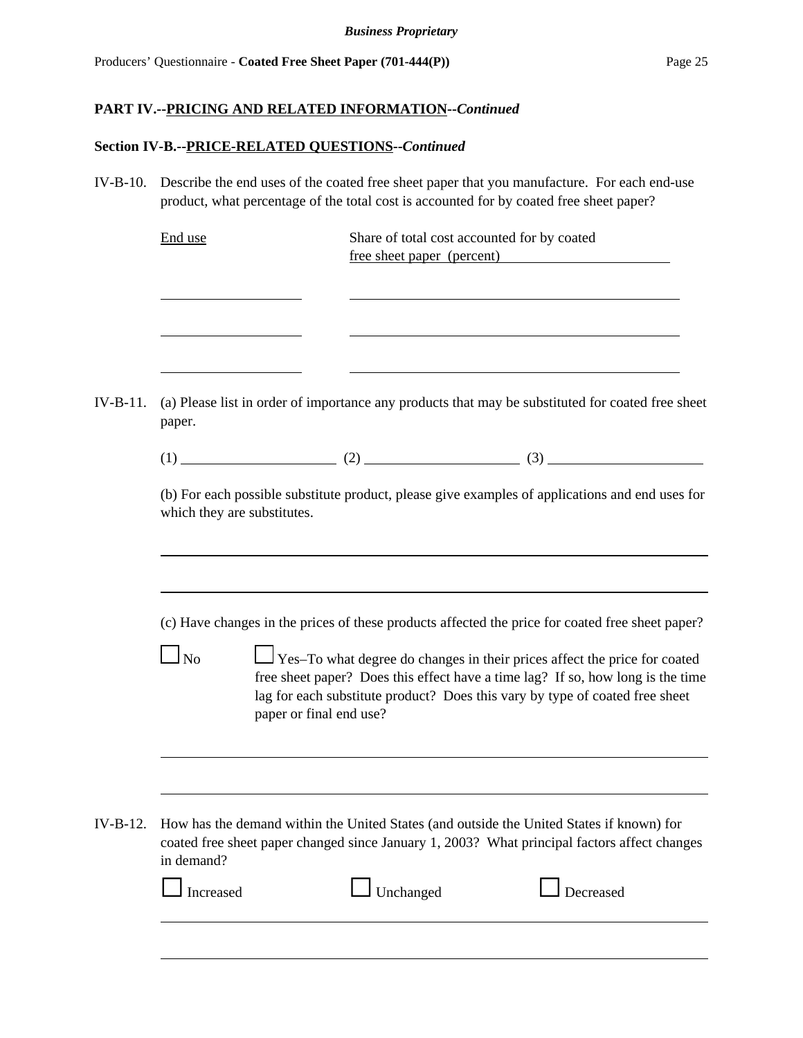**PART IV.--PRICING AND RELATED INFORMATION--*Continued***

**Section IV-B.--PRICE-RELATED QUESTIONS--*Continued***

IV-B-10. Describe the end uses of the coated free sheet paper that you manufacture. For each end-use product, what percentage of the total cost is accounted for by coated free sheet paper?

| End use | Share of total cost accounted for by coated free sheet paper (percent) |
|---|---|
| | |
| | |
| | |

IV-B-11. (a) Please list in order of importance any products that may be substituted for coated free sheet paper.

(1) ____________________ (2) ____________________ (3) ____________________

(b) For each possible substitute product, please give examples of applications and end uses for which they are substitutes.

___________________________________________________________________________

___________________________________________________________________________

(c) Have changes in the prices of these products affected the price for coated free sheet paper?

☐ No ☐ Yes–To what degree do changes in their prices affect the price for coated free sheet paper? Does this effect have a time lag? If so, how long is the time lag for each substitute product? Does this vary by type of coated free sheet paper or final end use?

___________________________________________________________________________

___________________________________________________________________________

IV-B-12. How has the demand within the United States (and outside the United States if known) for coated free sheet paper changed since January 1, 2003? What principal factors affect changes in demand?

☐ Increased ☐ Unchanged ☐ Decreased

___________________________________________________________________________

___________________________________________________________________________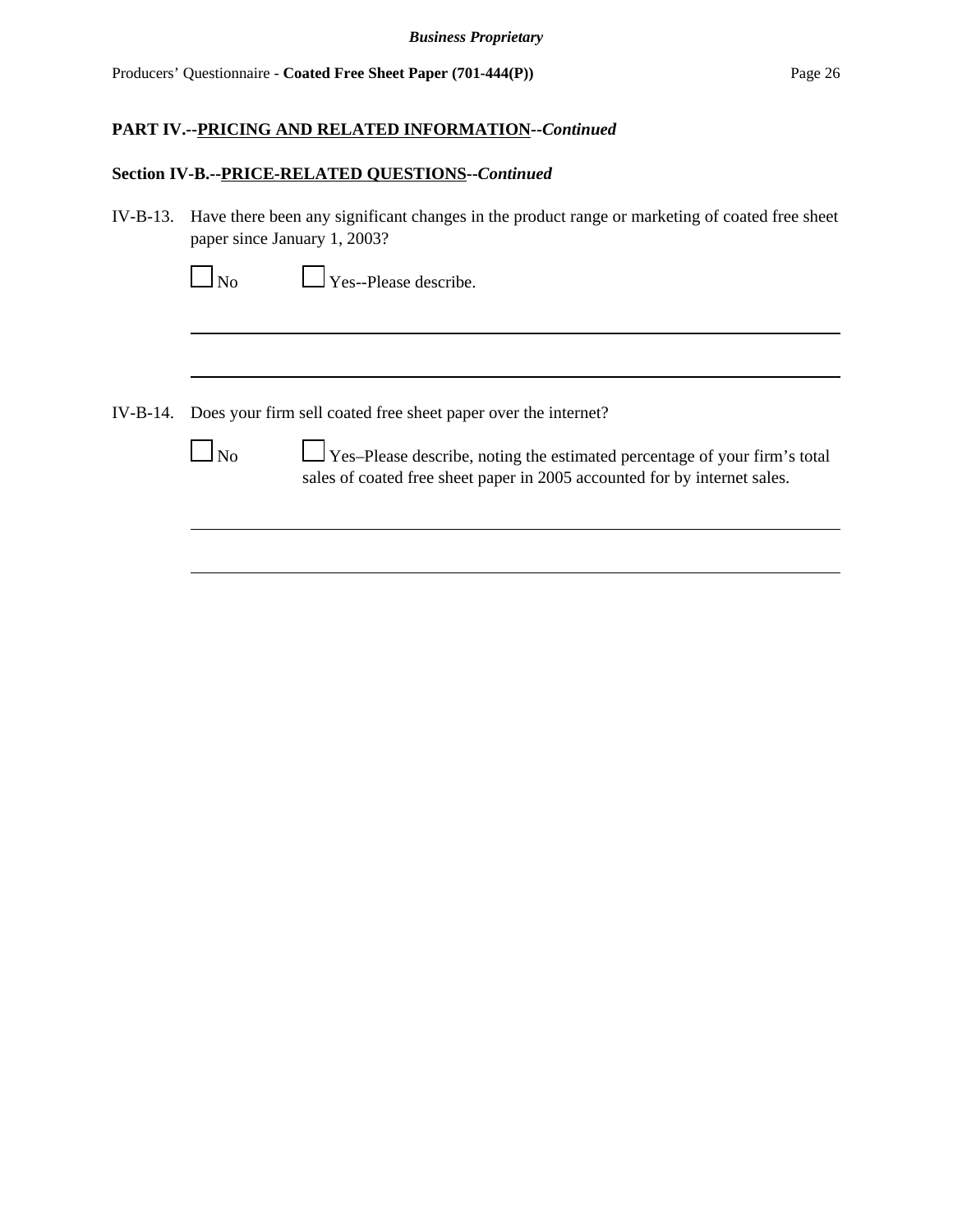**PART IV.--PRICING AND RELATED INFORMATION--*Continued***

**Section IV-B.--PRICE-RELATED QUESTIONS--*Continued***

IV-B-13. Have there been any significant changes in the product range or marketing of coated free sheet paper since January 1, 2003?

☐ No ☐ Yes--Please describe.

______________________________________________________________________

______________________________________________________________________

IV-B-14. Does your firm sell coated free sheet paper over the internet?

☐ No ☐ Yes–Please describe, noting the estimated percentage of your firm's total sales of coated free sheet paper in 2005 accounted for by internet sales.

______________________________________________________________________

______________________________________________________________________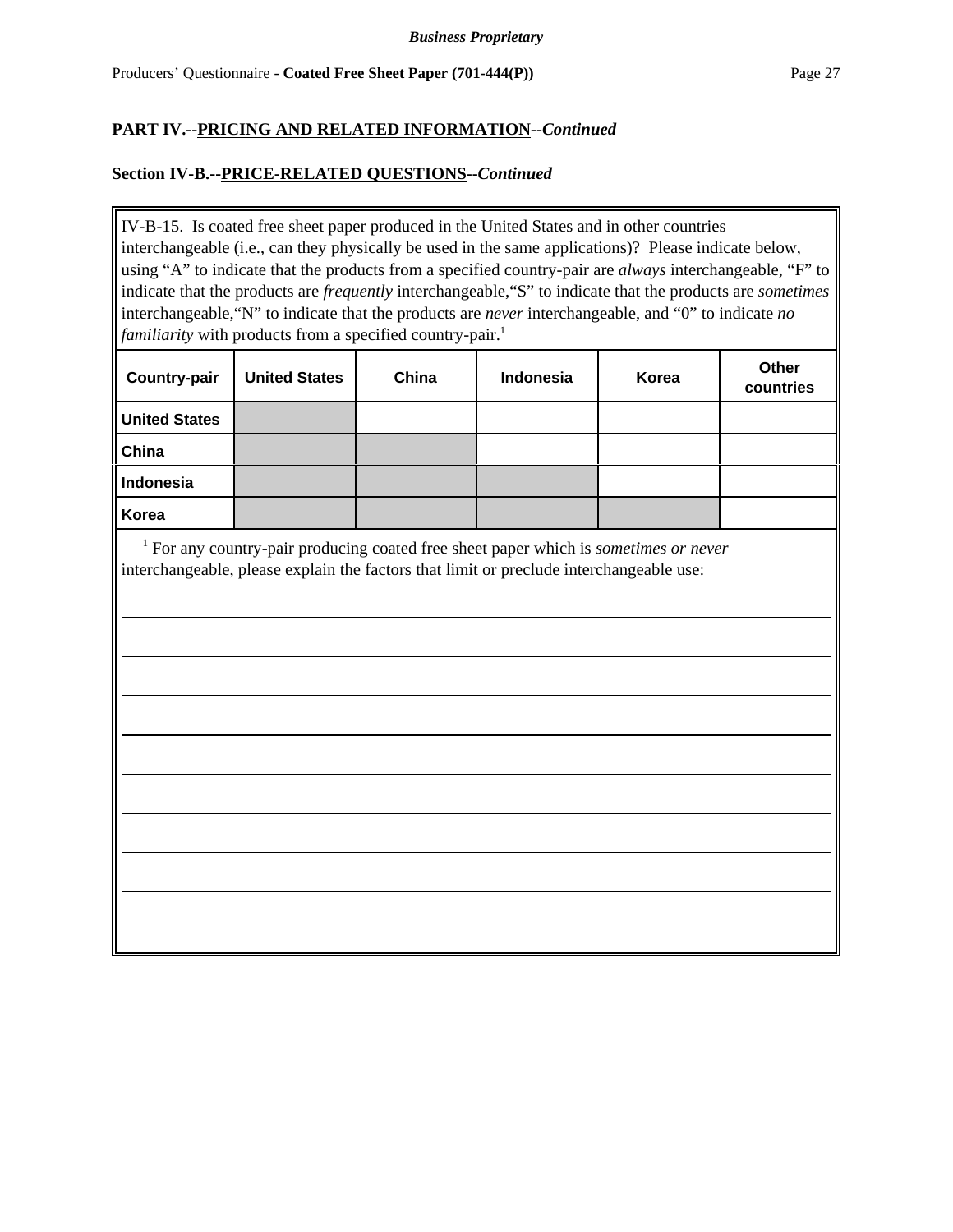## PART IV.--PRICING AND RELATED INFORMATION--*Continued*

### Section IV-B.--PRICE-RELATED QUESTIONS--*Continued*

IV-B-15. Is coated free sheet paper produced in the United States and in other countries interchangeable (i.e., can they physically be used in the same applications)? Please indicate below, using “A” to indicate that the products from a specified country-pair are *always* interchangeable, “F” to indicate that the products are *frequently* interchangeable,“S” to indicate that the products are *sometimes* interchangeable,“N” to indicate that the products are *never* interchangeable, and “0” to indicate *no familiarity* with products from a specified country-pair.[1]

| Country-pair | United States | China | Indonesia | Korea | Other countries |
|---|---|---|---|---|---|
| United States | | | | | |
| China | | | | | |
| Indonesia | | | | | |
| Korea | | | | | |

[1] For any country-pair producing coated free sheet paper which is *sometimes or never* interchangeable, please explain the factors that limit or preclude interchangeable use:

_______________________________________________

_______________________________________________

_______________________________________________

_______________________________________________

_______________________________________________

_______________________________________________

_______________________________________________

_______________________________________________

_______________________________________________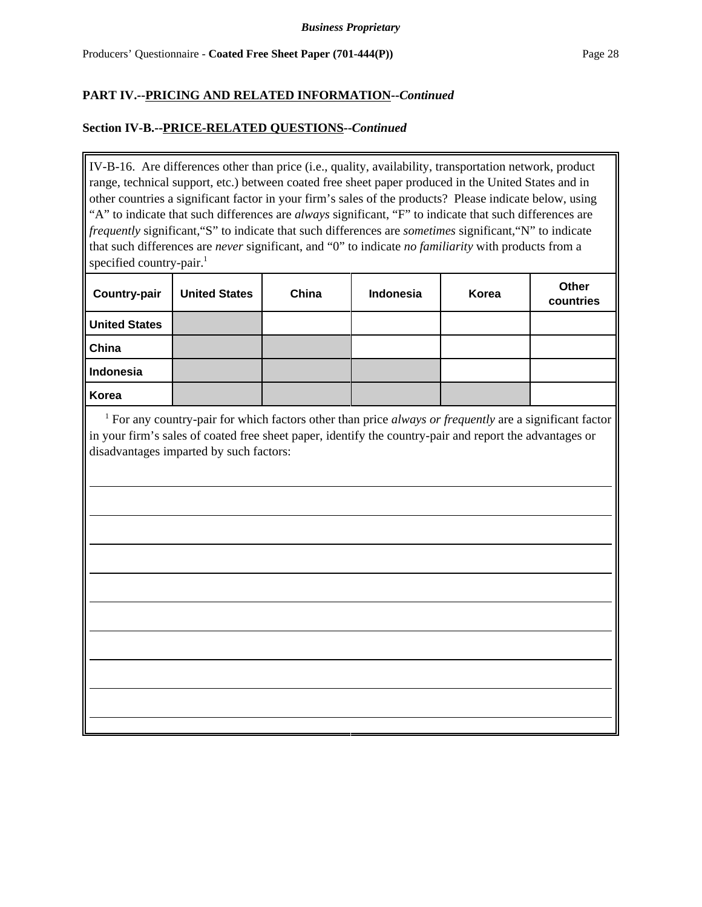**PART IV.--PRICING AND RELATED INFORMATION--*Continued***

**Section IV-B.--PRICE-RELATED QUESTIONS--*Continued***

IV-B-16. Are differences other than price (i.e., quality, availability, transportation network, product range, technical support, etc.) between coated free sheet paper produced in the United States and in other countries a significant factor in your firm's sales of the products? Please indicate below, using "A" to indicate that such differences are *always* significant, "F" to indicate that such differences are *frequently* significant, "S" to indicate that such differences are *sometimes* significant, "N" to indicate that such differences are *never* significant, and "0" to indicate *no familiarity* with products from a specified country-pair.[1]

| Country-pair | United States | China | Indonesia | Korea | Other countries |
|---|---|---|---|---|---|
| **United States** | | | | | |
| **China** | | | | | |
| **Indonesia** | | | | | |
| **Korea** | | | | | |

[1] For any country-pair for which factors other than price *always or frequently* are a significant factor in your firm's sales of coated free sheet paper, identify the country-pair and report the advantages or disadvantages imparted by such factors:

______________________________________________________________________

______________________________________________________________________

______________________________________________________________________

______________________________________________________________________

______________________________________________________________________

______________________________________________________________________

______________________________________________________________________

______________________________________________________________________

______________________________________________________________________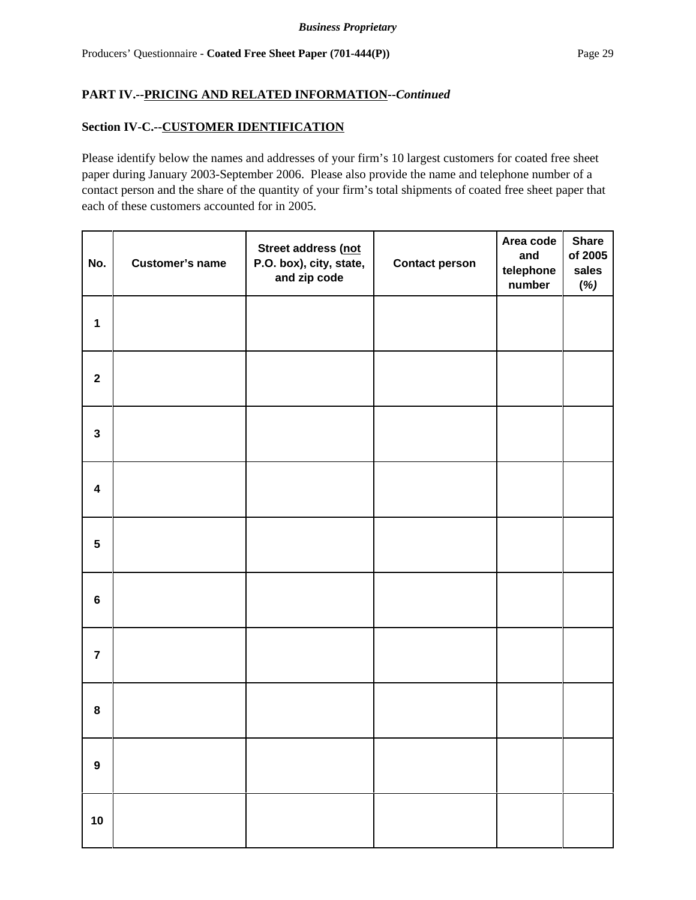**PART IV.--PRICING AND RELATED INFORMATION--*Continued***

**Section IV-C.--CUSTOMER IDENTIFICATION**

Please identify below the names and addresses of your firm's 10 largest customers for coated free sheet paper during January 2003-September 2006. Please also provide the name and telephone number of a contact person and the share of the quantity of your firm's total shipments of coated free sheet paper that each of these customers accounted for in 2005.

| No. | Customer's name | Street address (not P.O. box), city, state, and zip code | Contact person | Area code and telephone number | Share of 2005 sales *(%)* |
|---|---|---|---|---|---|
| 1 | | | | | |
| 2 | | | | | |
| 3 | | | | | |
| 4 | | | | | |
| 5 | | | | | |
| 6 | | | | | |
| 7 | | | | | |
| 8 | | | | | |
| 9 | | | | | |
| 10 | | | | | |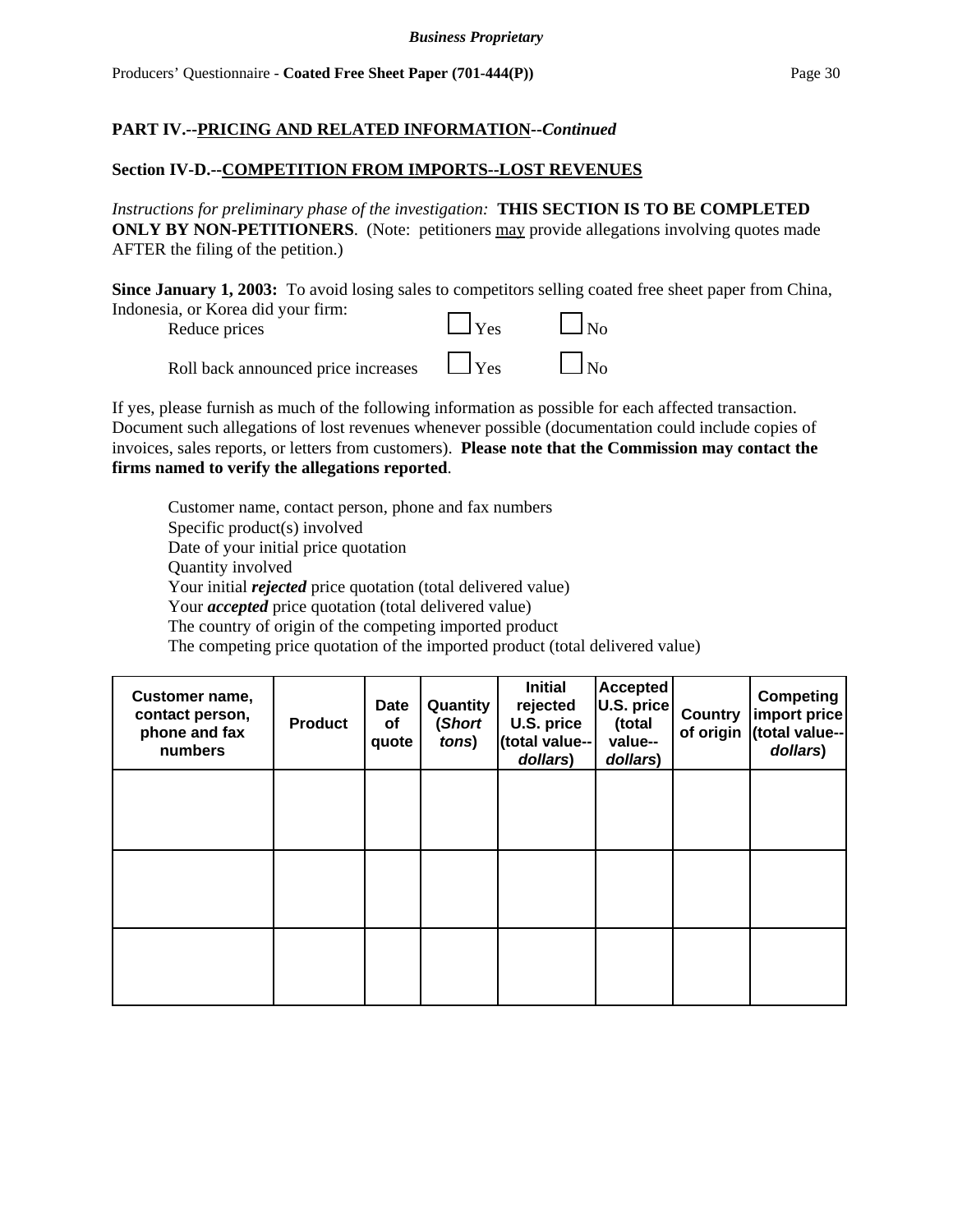## PART IV.--PRICING AND RELATED INFORMATION--*Continued*

### Section IV-D.--COMPETITION FROM IMPORTS--LOST REVENUES

*Instructions for preliminary phase of the investigation:* **THIS SECTION IS TO BE COMPLETED ONLY BY NON-PETITIONERS**. (Note: petitioners may provide allegations involving quotes made AFTER the filing of the petition.)

**Since January 1, 2003:** To avoid losing sales to competitors selling coated free sheet paper from China, Indonesia, or Korea did your firm:

Reduce prices ☐ Yes ☐ No

Roll back announced price increases ☐ Yes ☐ No

If yes, please furnish as much of the following information as possible for each affected transaction. Document such allegations of lost revenues whenever possible (documentation could include copies of invoices, sales reports, or letters from customers). **Please note that the Commission may contact the firms named to verify the allegations reported**.

Customer name, contact person, phone and fax numbers
Specific product(s) involved
Date of your initial price quotation
Quantity involved
Your initial ***rejected*** price quotation (total delivered value)
Your ***accepted*** price quotation (total delivered value)
The country of origin of the competing imported product
The competing price quotation of the imported product (total delivered value)

| Customer name, contact person, phone and fax numbers | Product | Date of quote | Quantity (*Short tons*) | Initial rejected U.S. price (total value--*dollars*) | Accepted U.S. price (total value--*dollars*) | Country of origin | Competing import price (total value--*dollars*) |
|---|---|---|---|---|---|---|---|
| | | | | | | | |
| | | | | | | | |
| | | | | | | | |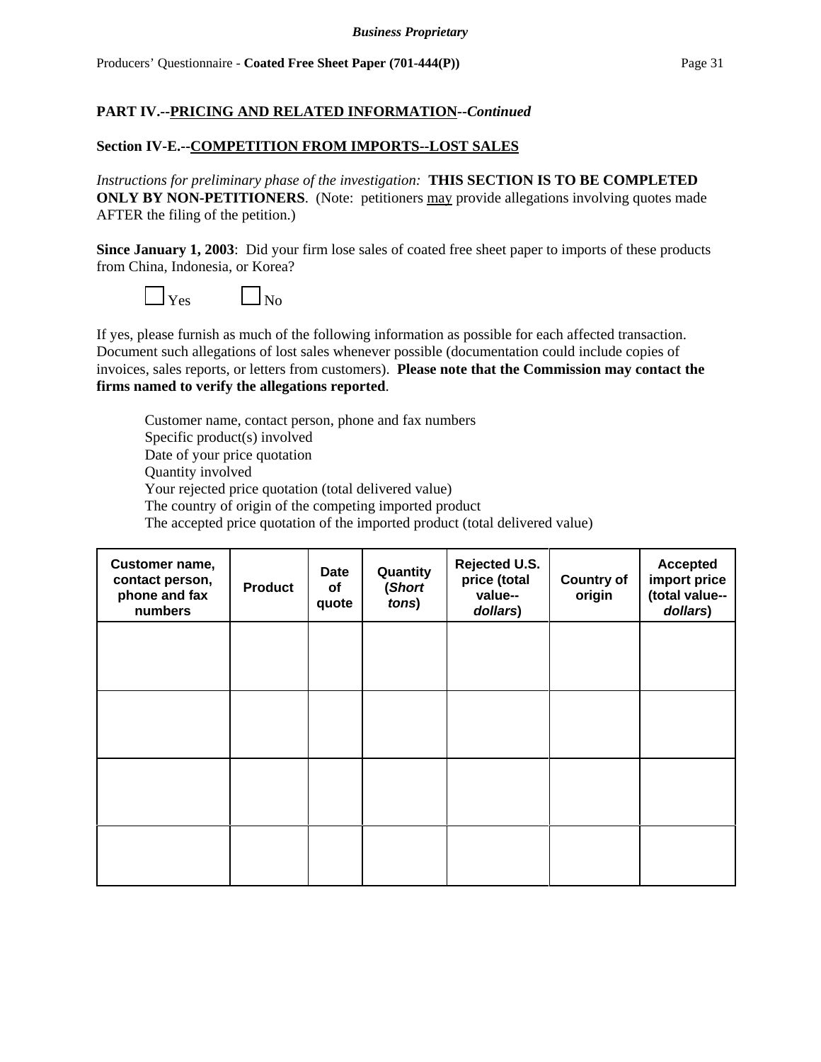**PART IV.--PRICING AND RELATED INFORMATION--*Continued***

**Section IV-E.--COMPETITION FROM IMPORTS--LOST SALES**

*Instructions for preliminary phase of the investigation:* **THIS SECTION IS TO BE COMPLETED ONLY BY NON-PETITIONERS**. (Note: petitioners may provide allegations involving quotes made AFTER the filing of the petition.)

**Since January 1, 2003**: Did your firm lose sales of coated free sheet paper to imports of these products from China, Indonesia, or Korea?

☐ Yes ☐ No

If yes, please furnish as much of the following information as possible for each affected transaction. Document such allegations of lost sales whenever possible (documentation could include copies of invoices, sales reports, or letters from customers). **Please note that the Commission may contact the firms named to verify the allegations reported**.

Customer name, contact person, phone and fax numbers
Specific product(s) involved
Date of your price quotation
Quantity involved
Your rejected price quotation (total delivered value)
The country of origin of the competing imported product
The accepted price quotation of the imported product (total delivered value)

| Customer name, contact person, phone and fax numbers | Product | Date of quote | Quantity (*Short tons*) | Rejected U.S. price (total value--*dollars*) | Country of origin | Accepted import price (total value--*dollars*) |
|---|---|---|---|---|---|---|
| | | | | | | |
| | | | | | | |
| | | | | | | |
| | | | | | | |